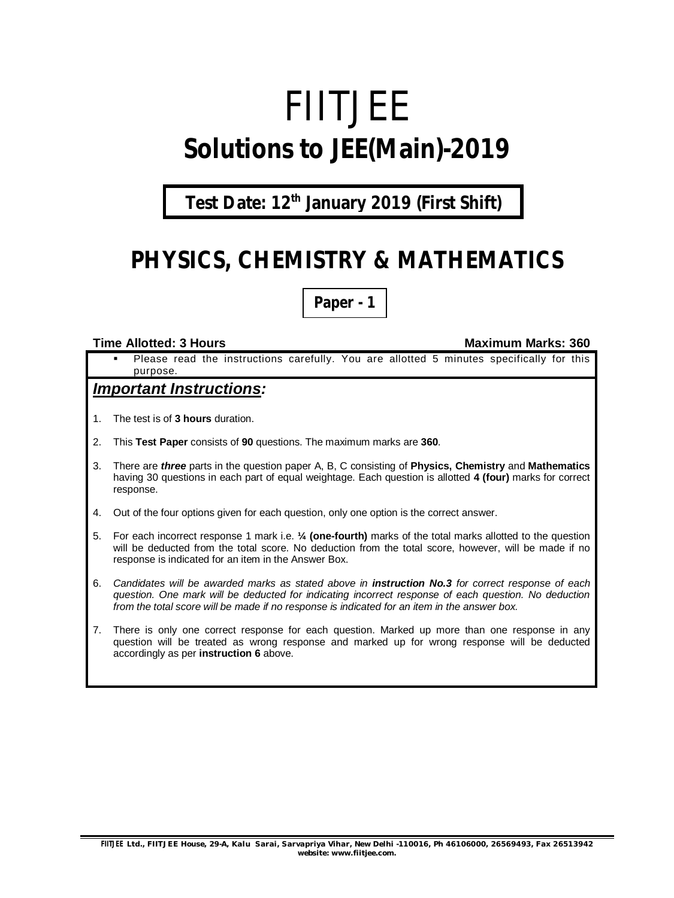# FIITJEE

# Solutions to JEE(Main)-2019

**Test Date: 12th January 2019 (First Shift)**

# PHYSICS, CHEMISTRY & MATHEMATICS

**Paper - 1**

**Time Allotted: 3 Hours** **Maximum Marks: 360**

- Please read the instructions carefully. You are allotted 5 minutes specifically for this purpose.

## ***Important Instructions:***

1. The test is of **3 hours** duration.
2. This **Test Paper** consists of **90** questions. The maximum marks are **360**.
3. There are ***three*** parts in the question paper A, B, C consisting of **Physics, Chemistry** and **Mathematics** having 30 questions in each part of equal weightage. Each question is allotted **4 (four)** marks for correct response.
4. Out of the four options given for each question, only one option is the correct answer.
5. For each incorrect response 1 mark i.e. **¼ (one-fourth)** marks of the total marks allotted to the question will be deducted from the total score. No deduction from the total score, however, will be made if no response is indicated for an item in the Answer Box.
6. *Candidates will be awarded marks as stated above in **instruction No.3** for correct response of each question. One mark will be deducted for indicating incorrect response of each question. No deduction from the total score will be made if no response is indicated for an item in the answer box.*
7. There is only one correct response for each question. Marked up more than one response in any question will be treated as wrong response and marked up for wrong response will be deducted accordingly as per **instruction 6** above.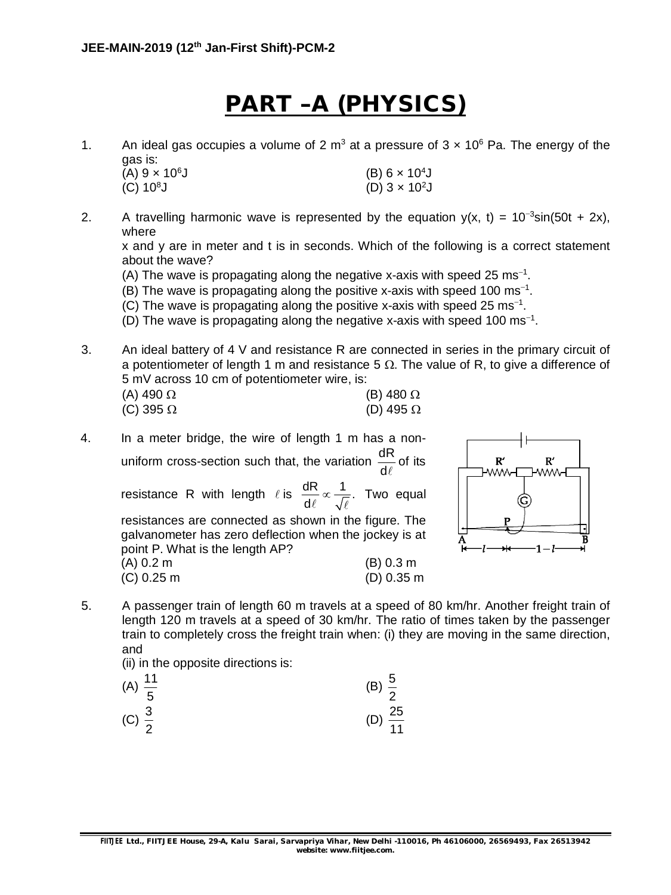# PART –A (PHYSICS)

1. An ideal gas occupies a volume of 2 $m^3$ at a pressure of $3 \times 10^6$ Pa. The energy of the gas is:

   (A) $9 \times 10^6$J　　　　(B) $6 \times 10^4$J
   (C) $10^8$J　　　　(D) $3 \times 10^2$J

2. A travelling harmonic wave is represented by the equation $y(x, t) = 10^{-3}\sin(50t + 2x)$, where x and y are in meter and t is in seconds. Which of the following is a correct statement about the wave?

   (A) The wave is propagating along the negative x-axis with speed 25 $ms^{-1}$.
   (B) The wave is propagating along the positive x-axis with speed 100 $ms^{-1}$.
   (C) The wave is propagating along the positive x-axis with speed 25 $ms^{-1}$.
   (D) The wave is propagating along the negative x-axis with speed 100 $ms^{-1}$.

3. An ideal battery of 4 V and resistance R are connected in series in the primary circuit of a potentiometer of length 1 m and resistance 5 Ω. The value of R, to give a difference of 5 mV across 10 cm of potentiometer wire, is:

   (A) 490 Ω　　　　(B) 480 Ω
   (C) 395 Ω　　　　(D) 495 Ω

4. In a meter bridge, the wire of length 1 m has a non-uniform cross-section such that, the variation $\frac{dR}{d\ell}$ of its resistance R with length $\ell$ is $\frac{dR}{d\ell} \propto \frac{1}{\sqrt{\ell}}$. Two equal resistances are connected as shown in the figure. The galvanometer has zero deflection when the jockey is at point P. What is the length AP?

   (A) 0.2 m　　　　(B) 0.3 m
   (C) 0.25 m　　　　(D) 0.35 m

5. A passenger train of length 60 m travels at a speed of 80 km/hr. Another freight train of length 120 m travels at a speed of 30 km/hr. The ratio of times taken by the passenger train to completely cross the freight train when: (i) they are moving in the same direction, and (ii) in the opposite directions is:

   (A) $\frac{11}{5}$　　　　(B) $\frac{5}{2}$
   (C) $\frac{3}{2}$　　　　(D) $\frac{25}{11}$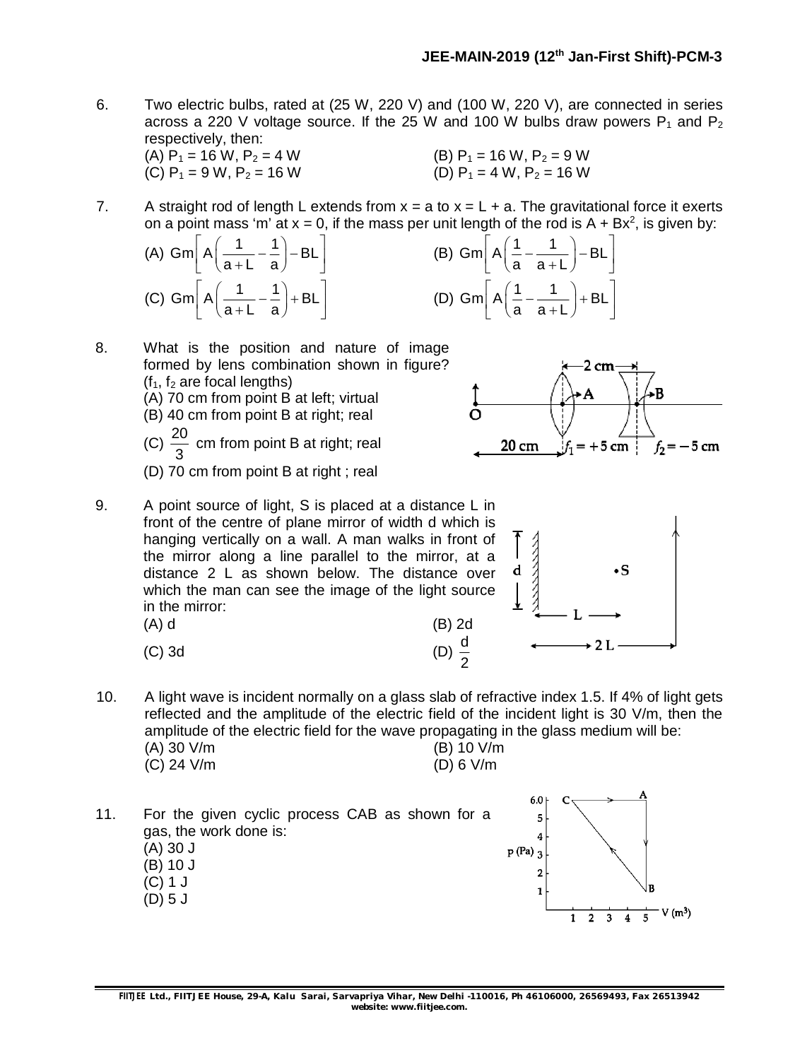6. Two electric bulbs, rated at (25 W, 220 V) and (100 W, 220 V), are connected in series across a 220 V voltage source. If the 25 W and 100 W bulbs draw powers $P_1$ and $P_2$ respectively, then:

(A) $P_1 = 16$ W, $P_2 = 4$ W
(B) $P_1 = 16$ W, $P_2 = 9$ W
(C) $P_1 = 9$ W, $P_2 = 16$ W
(D) $P_1 = 4$ W, $P_2 = 16$ W

7. A straight rod of length L extends from $x = a$ to $x = L + a$. The gravitational force it exerts on a point mass 'm' at $x = 0$, if the mass per unit length of the rod is $A + Bx^2$, is given by:

(A) $Gm\left[A\left(\frac{1}{a+L}-\frac{1}{a}\right)-BL\right]$
(B) $Gm\left[A\left(\frac{1}{a}-\frac{1}{a+L}\right)-BL\right]$
(C) $Gm\left[A\left(\frac{1}{a+L}-\frac{1}{a}\right)+BL\right]$
(D) $Gm\left[A\left(\frac{1}{a}-\frac{1}{a+L}\right)+BL\right]$

8. What is the position and nature of image formed by lens combination shown in figure? ($f_1$, $f_2$ are focal lengths)

(A) 70 cm from point B at left; virtual
(B) 40 cm from point B at right; real
(C) $\frac{20}{3}$ cm from point B at right; real
(D) 70 cm from point B at right ; real

9. A point source of light, S is placed at a distance L in front of the centre of plane mirror of width d which is hanging vertically on a wall. A man walks in front of the mirror along a line parallel to the mirror, at a distance 2 L as shown below. The distance over which the man can see the image of the light source in the mirror:

(A) d
(B) 2d
(C) 3d
(D) $\frac{d}{2}$

10. A light wave is incident normally on a glass slab of refractive index 1.5. If 4% of light gets reflected and the amplitude of the electric field of the incident light is 30 V/m, then the amplitude of the electric field for the wave propagating in the glass medium will be:

(A) 30 V/m
(B) 10 V/m
(C) 24 V/m
(D) 6 V/m

11. For the given cyclic process CAB as shown for a gas, the work done is:

(A) 30 J
(B) 10 J
(C) 1 J
(D) 5 J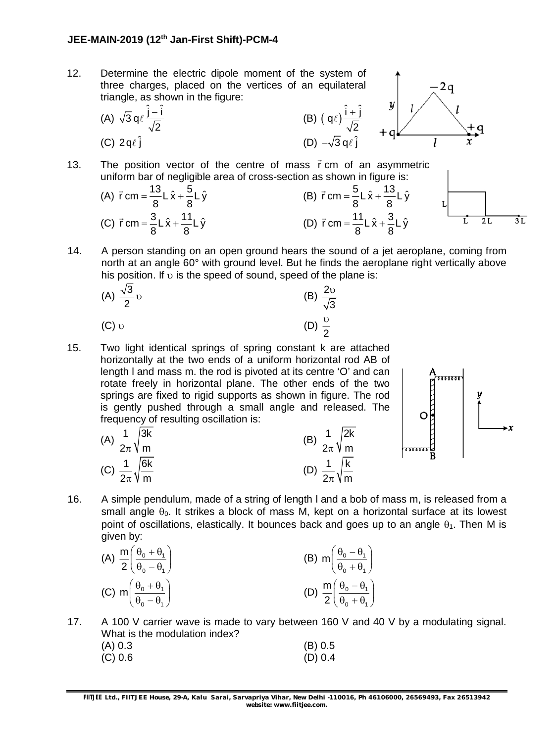12. Determine the electric dipole moment of the system of three charges, placed on the vertices of an equilateral triangle, as shown in the figure:

(A) $\sqrt{3}\, q\ell \dfrac{\hat{j} - \hat{i}}{\sqrt{2}}$ (B) $(q\ell)\dfrac{\hat{i} + \hat{j}}{\sqrt{2}}$

(C) $2q\ell\,\hat{j}$ (D) $-\sqrt{3}\, q\ell\,\hat{j}$

13. The position vector of the centre of mass $\vec{r}\,\text{cm}$ of an asymmetric uniform bar of negligible area of cross-section as shown in figure is:

(A) $\vec{r}\,\text{cm} = \dfrac{13}{8}L\,\hat{x} + \dfrac{5}{8}L\,\hat{y}$ (B) $\vec{r}\,\text{cm} = \dfrac{5}{8}L\,\hat{x} + \dfrac{13}{8}L\,\hat{y}$

(C) $\vec{r}\,\text{cm} = \dfrac{3}{8}L\,\hat{x} + \dfrac{11}{8}L\,\hat{y}$ (D) $\vec{r}\,\text{cm} = \dfrac{11}{8}L\,\hat{x} + \dfrac{3}{8}L\,\hat{y}$

14. A person standing on an open ground hears the sound of a jet aeroplane, coming from north at an angle 60° with ground level. But he finds the aeroplane right vertically above his position. If $\upsilon$ is the speed of sound, speed of the plane is:

(A) $\dfrac{\sqrt{3}}{2}\upsilon$ (B) $\dfrac{2\upsilon}{\sqrt{3}}$

(C) $\upsilon$ (D) $\dfrac{\upsilon}{2}$

15. Two light identical springs of spring constant k are attached horizontally at the two ends of a uniform horizontal rod AB of length l and mass m. the rod is pivoted at its centre 'O' and can rotate freely in horizontal plane. The other ends of the two springs are fixed to rigid supports as shown in figure. The rod is gently pushed through a small angle and released. The frequency of resulting oscillation is:

(A) $\dfrac{1}{2\pi}\sqrt{\dfrac{3k}{m}}$ (B) $\dfrac{1}{2\pi}\sqrt{\dfrac{2k}{m}}$

(C) $\dfrac{1}{2\pi}\sqrt{\dfrac{6k}{m}}$ (D) $\dfrac{1}{2\pi}\sqrt{\dfrac{k}{m}}$

16. A simple pendulum, made of a string of length l and a bob of mass m, is released from a small angle $\theta_0$. It strikes a block of mass M, kept on a horizontal surface at its lowest point of oscillations, elastically. It bounces back and goes up to an angle $\theta_1$. Then M is given by:

(A) $\dfrac{m}{2}\left(\dfrac{\theta_0 + \theta_1}{\theta_0 - \theta_1}\right)$ (B) $m\left(\dfrac{\theta_0 - \theta_1}{\theta_0 + \theta_1}\right)$

(C) $m\left(\dfrac{\theta_0 + \theta_1}{\theta_0 - \theta_1}\right)$ (D) $\dfrac{m}{2}\left(\dfrac{\theta_0 - \theta_1}{\theta_0 + \theta_1}\right)$

17. A 100 V carrier wave is made to vary between 160 V and 40 V by a modulating signal. What is the modulation index?

(A) 0.3 (B) 0.5

(C) 0.6 (D) 0.4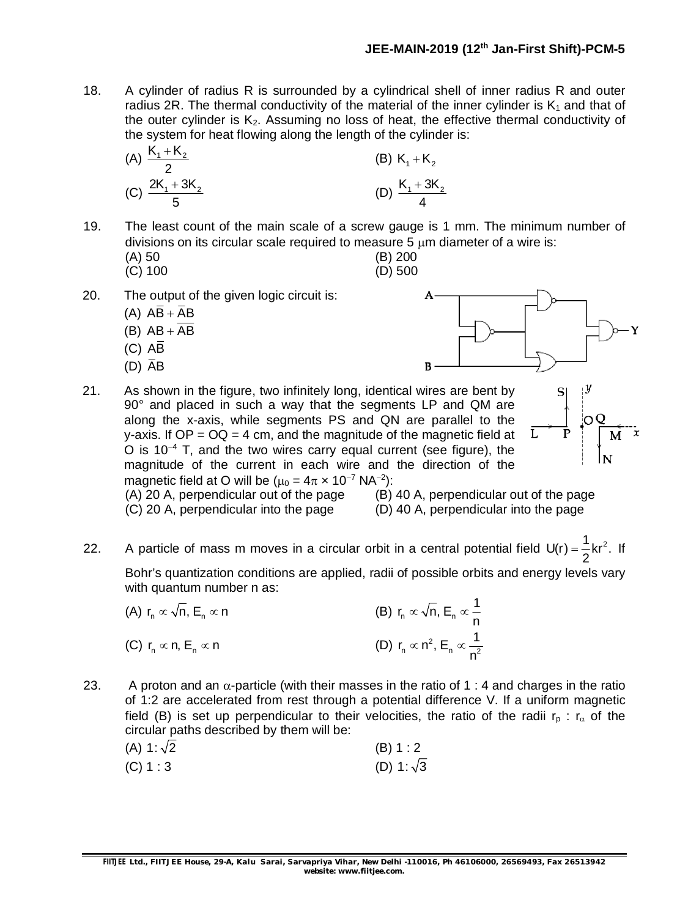18. A cylinder of radius R is surrounded by a cylindrical shell of inner radius R and outer radius 2R. The thermal conductivity of the material of the inner cylinder is $K_1$ and that of the outer cylinder is $K_2$. Assuming no loss of heat, the effective thermal conductivity of the system for heat flowing along the length of the cylinder is:

(A) $\frac{K_1 + K_2}{2}$
(B) $K_1 + K_2$
(C) $\frac{2K_1 + 3K_2}{5}$
(D) $\frac{K_1 + 3K_2}{4}$

19. The least count of the main scale of a screw gauge is 1 mm. The minimum number of divisions on its circular scale required to measure 5 $\mu$m diameter of a wire is:

(A) 50
(B) 200
(C) 100
(D) 500

20. The output of the given logic circuit is:

(A) $A\overline{B} + \overline{A}B$
(B) $AB + \overline{AB}$
(C) $A\overline{B}$
(D) $\overline{A}B$

21. As shown in the figure, two infinitely long, identical wires are bent by 90° and placed in such a way that the segments LP and QM are along the x-axis, while segments PS and QN are parallel to the y-axis. If OP = OQ = 4 cm, and the magnitude of the magnetic field at O is $10^{-4}$ T, and the two wires carry equal current (see figure), the magnitude of the current in each wire and the direction of the magnetic field at O will be ($\mu_0 = 4\pi \times 10^{-7}$ $NA^{-2}$):

(A) 20 A, perpendicular out of the page
(B) 40 A, perpendicular out of the page
(C) 20 A, perpendicular into the page
(D) 40 A, perpendicular into the page

22. A particle of mass m moves in a circular orbit in a central potential field $U(r) = \frac{1}{2}kr^2$. If Bohr's quantization conditions are applied, radii of possible orbits and energy levels vary with quantum number n as:

(A) $r_n \propto \sqrt{n}, E_n \propto n$
(B) $r_n \propto \sqrt{n}, E_n \propto \frac{1}{n}$
(C) $r_n \propto n, E_n \propto n$
(D) $r_n \propto n^2, E_n \propto \frac{1}{n^2}$

23. A proton and an $\alpha$-particle (with their masses in the ratio of 1 : 4 and charges in the ratio of 1:2 are accelerated from rest through a potential difference V. If a uniform magnetic field (B) is set up perpendicular to their velocities, the ratio of the radii $r_p : r_\alpha$ of the circular paths described by them will be:

(A) $1:\sqrt{2}$
(B) 1 : 2
(C) 1 : 3
(D) $1:\sqrt{3}$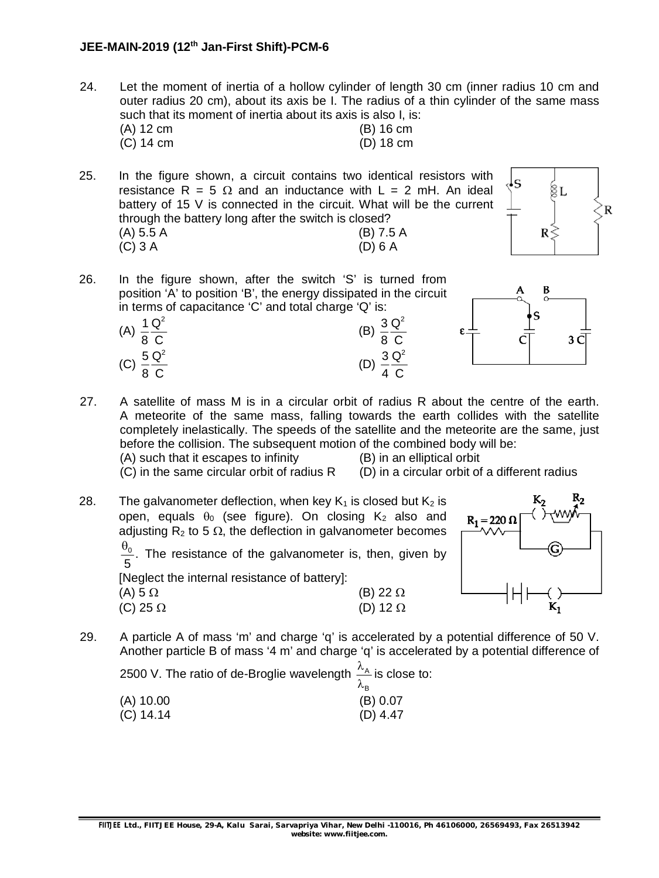24. Let the moment of inertia of a hollow cylinder of length 30 cm (inner radius 10 cm and outer radius 20 cm), about its axis be I. The radius of a thin cylinder of the same mass such that its moment of inertia about its axis is also I, is:

(A) 12 cm (B) 16 cm
(C) 14 cm (D) 18 cm

25. In the figure shown, a circuit contains two identical resistors with resistance R = 5 Ω and an inductance with L = 2 mH. An ideal battery of 15 V is connected in the circuit. What will be the current through the battery long after the switch is closed?

(A) 5.5 A (B) 7.5 A
(C) 3 A (D) 6 A

26. In the figure shown, after the switch 'S' is turned from position 'A' to position 'B', the energy dissipated in the circuit in terms of capacitance 'C' and total charge 'Q' is:

(A) $\frac{1}{8}\frac{Q^2}{C}$ (B) $\frac{3}{8}\frac{Q^2}{C}$
(C) $\frac{5}{8}\frac{Q^2}{C}$ (D) $\frac{3}{4}\frac{Q^2}{C}$

27. A satellite of mass M is in a circular orbit of radius R about the centre of the earth. A meteorite of the same mass, falling towards the earth collides with the satellite completely inelastically. The speeds of the satellite and the meteorite are the same, just before the collision. The subsequent motion of the combined body will be:

(A) such that it escapes to infinity (B) in an elliptical orbit
(C) in the same circular orbit of radius R (D) in a circular orbit of a different radius

28. The galvanometer deflection, when key $K_1$ is closed but $K_2$ is open, equals $\theta_0$ (see figure). On closing $K_2$ also and adjusting $R_2$ to 5 Ω, the deflection in galvanometer becomes $\frac{\theta_0}{5}$. The resistance of the galvanometer is, then, given by [Neglect the internal resistance of battery]:

(A) 5 Ω (B) 22 Ω
(C) 25 Ω (D) 12 Ω

29. A particle A of mass 'm' and charge 'q' is accelerated by a potential difference of 50 V. Another particle B of mass '4 m' and charge 'q' is accelerated by a potential difference of 2500 V. The ratio of de-Broglie wavelength $\frac{\lambda_A}{\lambda_B}$ is close to:

(A) 10.00 (B) 0.07
(C) 14.14 (D) 4.47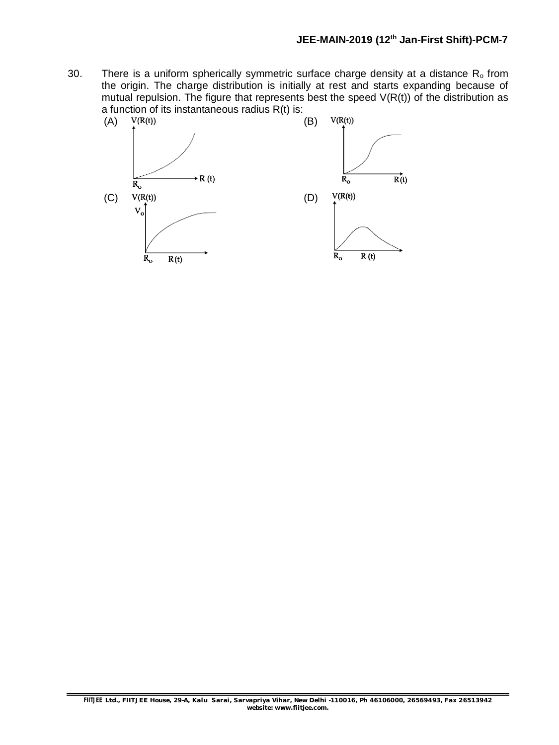30. There is a uniform spherically symmetric surface charge density at a distance $R_o$ from the origin. The charge distribution is initially at rest and starts expanding because of mutual repulsion. The figure that represents best the speed $V(R(t))$ of the distribution as a function of its instantaneous radius $R(t)$ is:

(A) 

(B) 

(C) 

(D)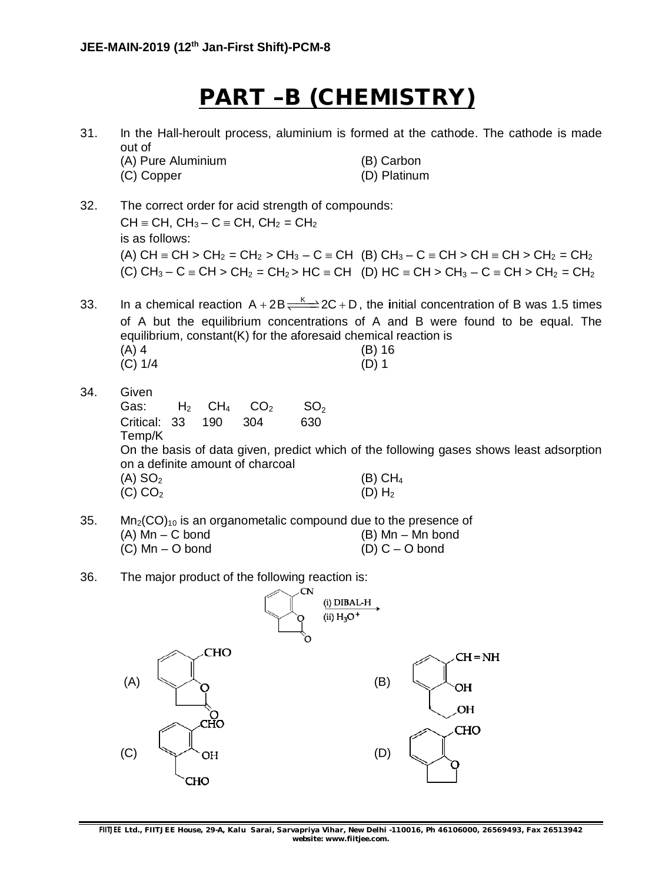# PART –B (CHEMISTRY)

31. In the Hall-heroult process, aluminium is formed at the cathode. The cathode is made out of
    (A) Pure Aluminium (B) Carbon
    (C) Copper (D) Platinum

32. The correct order for acid strength of compounds:
    $CH \equiv CH$, $CH_3 - C \equiv CH$, $CH_2 = CH_2$
    is as follows:
    (A) $CH \equiv CH > CH_2 = CH_2 > CH_3 - C \equiv CH$ (B) $CH_3 - C \equiv CH > CH \equiv CH > CH_2 = CH_2$
    (C) $CH_3 - C \equiv CH > CH_2 = CH_2 > HC \equiv CH$ (D) $HC \equiv CH > CH_3 - C \equiv CH > CH_2 = CH_2$

33. In a chemical reaction $A + 2B \overset{K}{\rightleftharpoons} 2C + D$, the initial concentration of B was 1.5 times of A but the equilibrium concentrations of A and B were found to be equal. The equilibrium, constant(K) for the aforesaid chemical reaction is
    (A) 4 (B) 16
    (C) 1/4 (D) 1

34. Given

| Gas: | $H_2$ | $CH_4$ | $CO_2$ | $SO_2$ |
|---|---|---|---|---|
| Critical: Temp/K | 33 | 190 | 304 | 630 |

    On the basis of data given, predict which of the following gases shows least adsorption on a definite amount of charcoal
    (A) $SO_2$ (B) $CH_4$
    (C) $CO_2$ (D) $H_2$

35. $Mn_2(CO)_{10}$ is an organometalic compound due to the presence of
    (A) Mn – C bond (B) Mn – Mn bond
    (C) Mn – O bond (D) C – O bond

36. The major product of the following reaction is:

    (i) DIBAL-H
    (ii) $H_3O^+$

    (A) (B) CH = NH, OH, OH
    (C) CHO, OH, CHO (D) CHO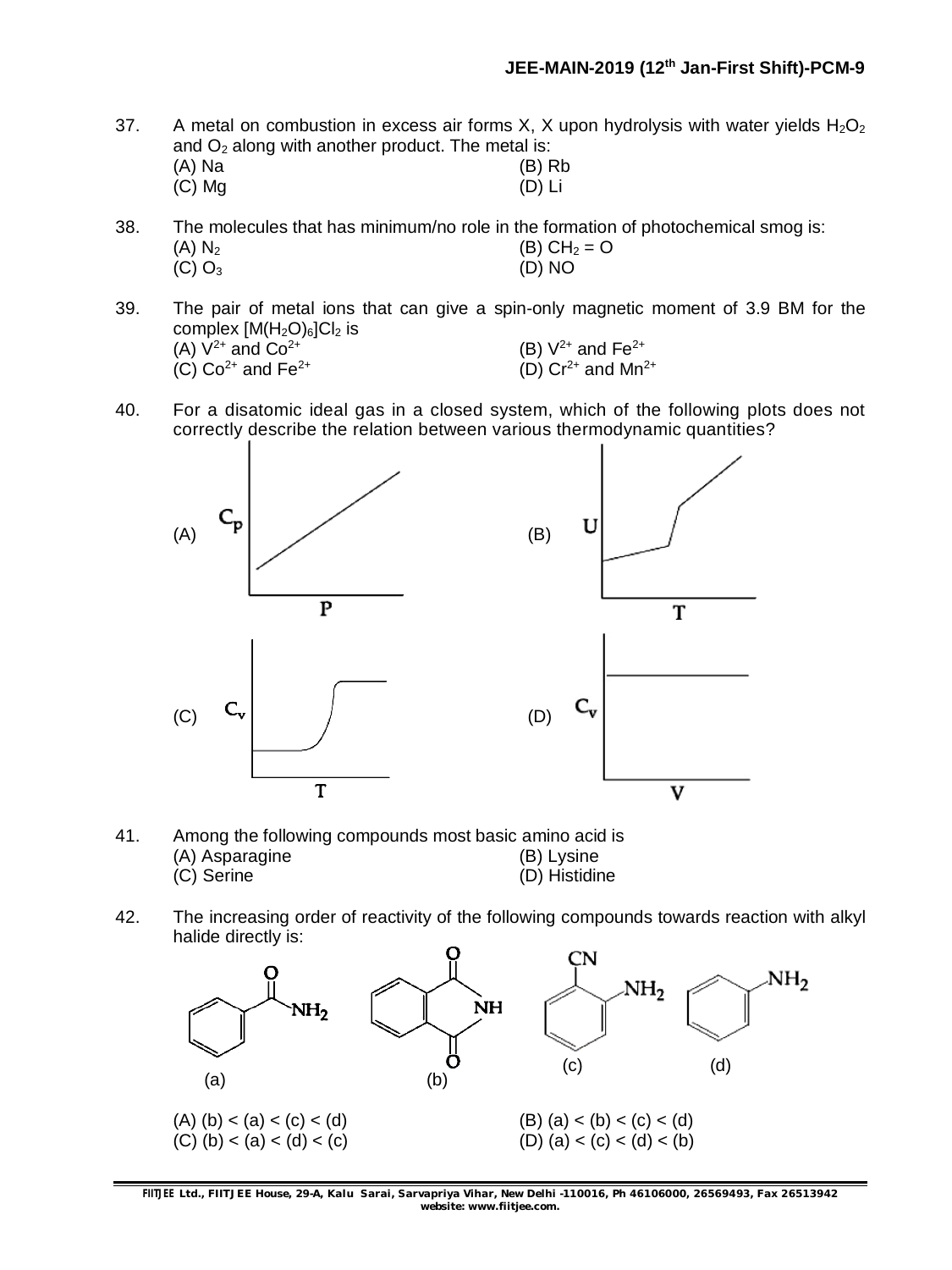37. A metal on combustion in excess air forms X, X upon hydrolysis with water yields $H_2O_2$ and $O_2$ along with another product. The metal is:
(A) Na (B) Rb
(C) Mg (D) Li

38. The molecules that has minimum/no role in the formation of photochemical smog is:
(A) $N_2$ (B) $CH_2 = O$
(C) $O_3$ (D) NO

39. The pair of metal ions that can give a spin-only magnetic moment of 3.9 BM for the complex $[M(H_2O)_6]Cl_2$ is
(A) $V^{2+}$ and $Co^{2+}$ (B) $V^{2+}$ and $Fe^{2+}$
(C) $Co^{2+}$ and $Fe^{2+}$ (D) $Cr^{2+}$ and $Mn^{2+}$

40. For a disatomic ideal gas in a closed system, which of the following plots does not correctly describe the relation between various thermodynamic quantities?

(A) $C_p$ vs P
(B) U vs T
(C) $C_v$ vs T
(D) $C_v$ vs V

41. Among the following compounds most basic amino acid is
(A) Asparagine (B) Lysine
(C) Serine (D) Histidine

42. The increasing order of reactivity of the following compounds towards reaction with alkyl halide directly is:

(a) (b) (c) (d)

(A) (b) < (a) < (c) < (d) (B) (a) < (b) < (c) < (d)
(C) (b) < (a) < (d) < (c) (D) (a) < (c) < (d) < (b)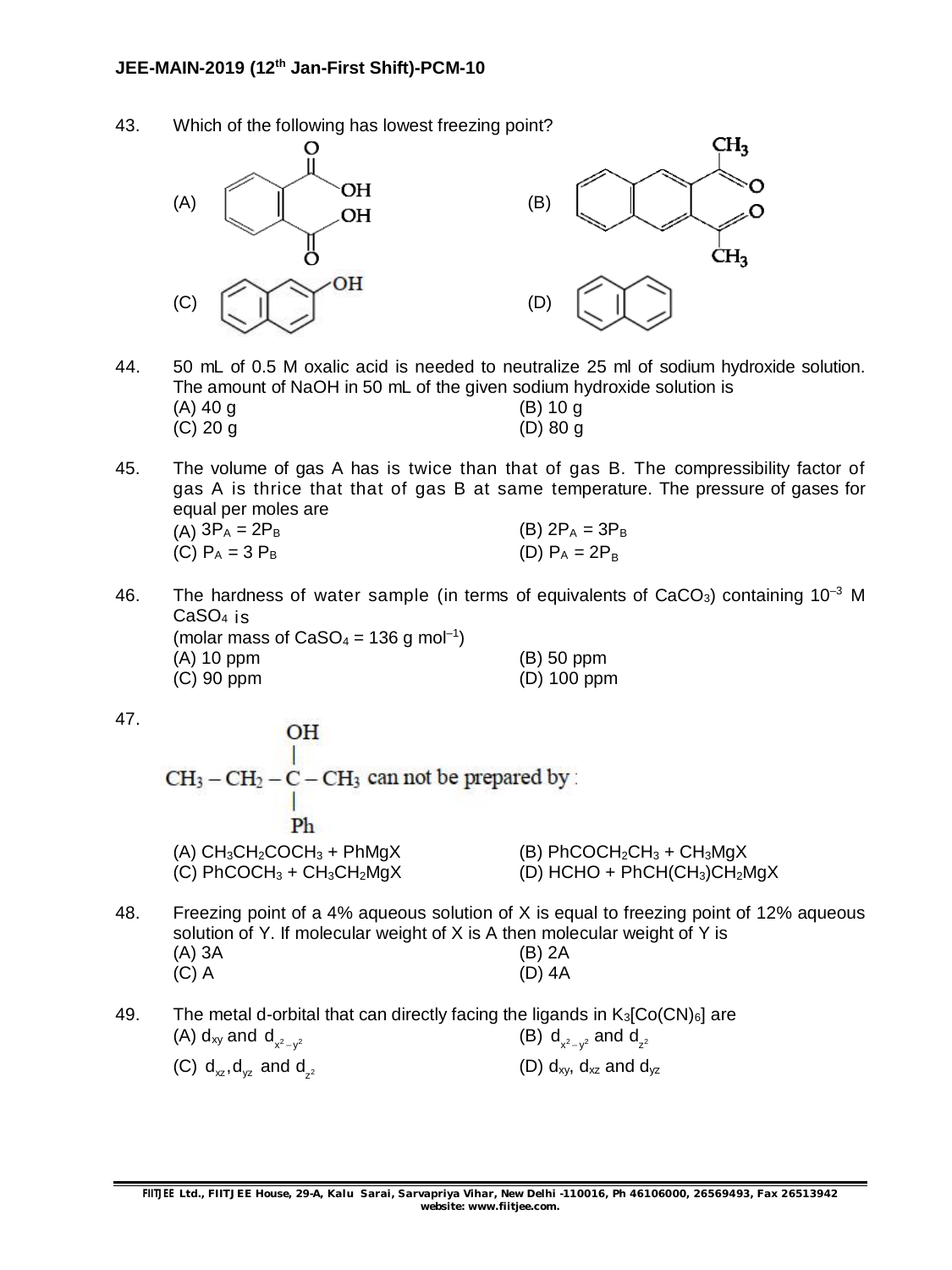43. Which of the following has lowest freezing point?

(A)

(B)

(C)

(D)

44. 50 mL of 0.5 M oxalic acid is needed to neutralize 25 ml of sodium hydroxide solution. The amount of NaOH in 50 mL of the given sodium hydroxide solution is

(A) 40 g (B) 10 g
(C) 20 g (D) 80 g

45. The volume of gas A has is twice than that of gas B. The compressibility factor of gas A is thrice that that of gas B at same temperature. The pressure of gases for equal per moles are

(A) $3P_A = 2P_B$ (B) $2P_A = 3P_B$
(C) $P_A = 3 P_B$ (D) $P_A = 2P_B$

46. The hardness of water sample (in terms of equivalents of $CaCO_3$) containing $10^{-3}$ M $CaSO_4$ is
(molar mass of $CaSO_4$ = 136 g mol$^{-1}$)

(A) 10 ppm (B) 50 ppm
(C) 90 ppm (D) 100 ppm

47. $CH_3 - CH_2 - C(OH)(Ph) - CH_3$ can not be prepared by :

(A) $CH_3CH_2COCH_3$ + PhMgX (B) $PhCOCH_2CH_3$ + $CH_3MgX$
(C) $PhCOCH_3$ + $CH_3CH_2MgX$ (D) HCHO + $PhCH(CH_3)CH_2MgX$

48. Freezing point of a 4% aqueous solution of X is equal to freezing point of 12% aqueous solution of Y. If molecular weight of X is A then molecular weight of Y is

(A) 3A (B) 2A
(C) A (D) 4A

49. The metal d-orbital that can directly facing the ligands in $K_3[Co(CN)_6]$ are

(A) $d_{xy}$ and $d_{x^2-y^2}$ (B) $d_{x^2-y^2}$ and $d_{z^2}$
(C) $d_{xz}, d_{yz}$ and $d_{z^2}$ (D) $d_{xy}$, $d_{xz}$ and $d_{yz}$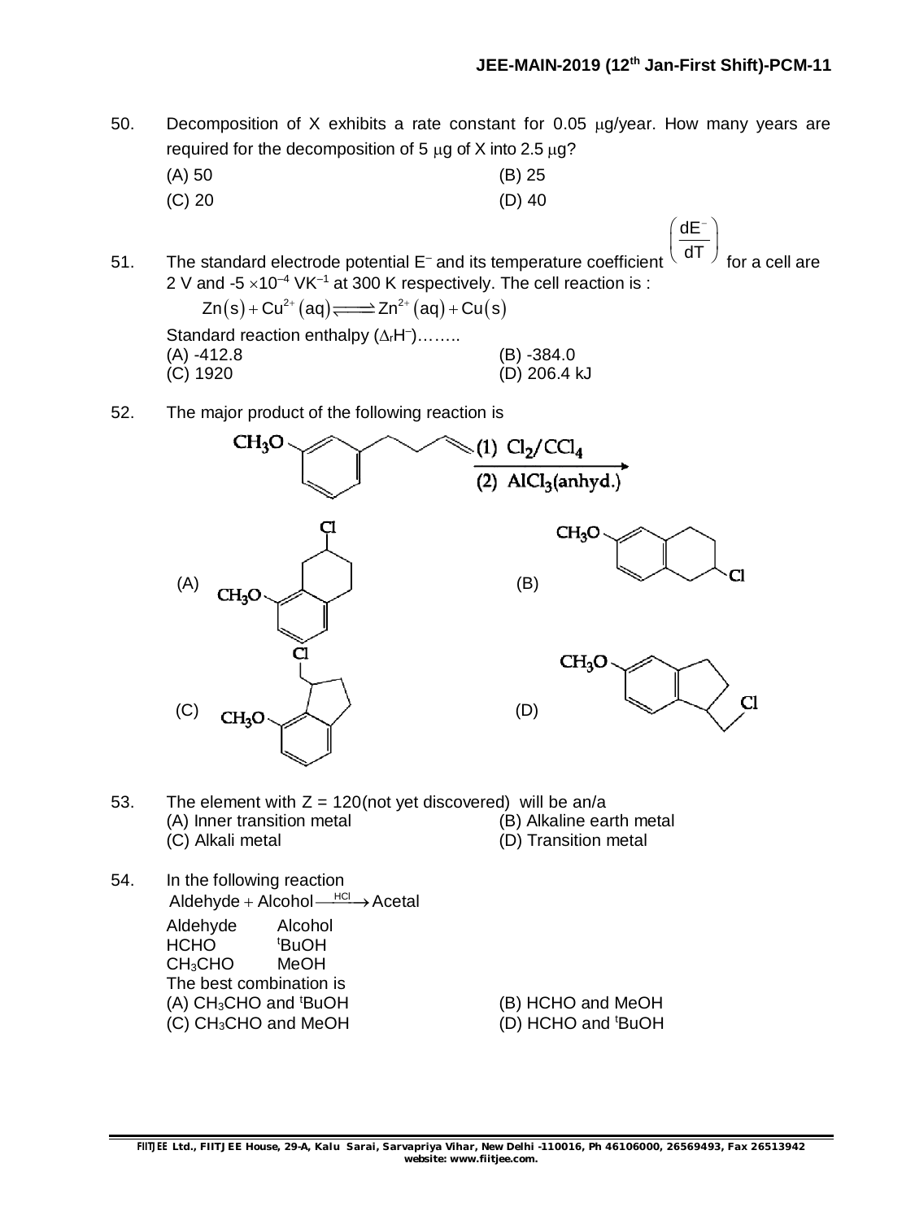50. Decomposition of X exhibits a rate constant for 0.05 $\mu$g/year. How many years are required for the decomposition of 5 $\mu$g of X into 2.5 $\mu$g?

(A) 50
(B) 25
(C) 20
(D) 40

51. The standard electrode potential $E^{-}$ and its temperature coefficient $\left(\frac{dE^{-}}{dT}\right)$ for a cell are 2 V and -5 $\times 10^{-4}$ $VK^{-1}$ at 300 K respectively. The cell reaction is :

$$Zn(s) + Cu^{2+}(aq) \rightleftharpoons Zn^{2+}(aq) + Cu(s)$$

Standard reaction enthalpy ($\Delta_r H^{-}$)……..

(A) -412.8
(B) -384.0
(C) 1920
(D) 206.4 kJ

52. The major product of the following reaction is

$CH_3O$–(benzene ring)–$CH_2CH_2CH=CH_2$ $\xrightarrow[(2)\ AlCl_3(anhyd.)]{(1)\ Cl_2/CCl_4}$

(A) (tetralin with Cl on the saturated ring, $CH_3O$ on the aromatic ring adjacent to ring fusion)
(B) (tetralin with $CH_3O$ on the aromatic ring and Cl on the saturated ring)
(C) (indane with $CH_2Cl$ substituent, $CH_3O$ on the aromatic ring adjacent to ring fusion)
(D) (indane with $CH_3O$ on the aromatic ring and $CH_2Cl$ substituent on the five-membered ring)

53. The element with Z = 120(not yet discovered) will be an/a

(A) Inner transition metal
(B) Alkaline earth metal
(C) Alkali metal
(D) Transition metal

54. In the following reaction

$$\text{Aldehyde} + \text{Alcohol} \xrightarrow{HCl} \text{Acetal}$$

| Aldehyde | Alcohol |
|---|---|
| HCHO | $^tBuOH$ |
| $CH_3CHO$ | MeOH |

The best combination is

(A) $CH_3CHO$ and $^tBuOH$
(B) HCHO and MeOH
(C) $CH_3CHO$ and MeOH
(D) HCHO and $^tBuOH$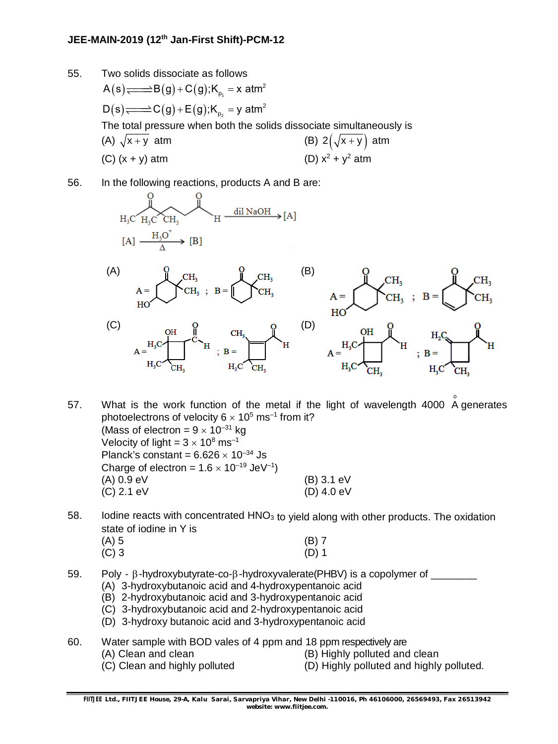55. Two solids dissociate as follows

$A(s) \rightleftharpoons B(g) + C(g); K_{p_1} = x \text{ atm}^2$

$D(s) \rightleftharpoons C(g) + E(g); K_{p_2} = y \text{ atm}^2$

The total pressure when both the solids dissociate simultaneously is

(A) $\sqrt{x+y}$ atm
(B) $2\left(\sqrt{x+y}\right)$ atm
(C) $(x + y)$ atm
(D) $x^2 + y^2$ atm

56. In the following reactions, products A and B are:

$$\xrightarrow{\text{dil NaOH}} [A]$$

$$[A] \xrightarrow[\Delta]{H_3O^+} [B]$$

(A)
(B)
(C)
(D)

57. What is the work function of the metal if the light of wavelength 4000 Å generates photoelectrons of velocity $6 \times 10^5$ ms$^{-1}$ from it?
(Mass of electron = $9 \times 10^{-31}$ kg
Velocity of light = $3 \times 10^8$ ms$^{-1}$
Planck's constant = $6.626 \times 10^{-34}$ Js
Charge of electron = $1.6 \times 10^{-19}$ JeV$^{-1}$)

(A) 0.9 eV
(B) 3.1 eV
(C) 2.1 eV
(D) 4.0 eV

58. Iodine reacts with concentrated $HNO_3$ to yield along with other products. The oxidation state of iodine in Y is

(A) 5
(B) 7
(C) 3
(D) 1

59. Poly - β-hydroxybutyrate-co-β-hydroxyvalerate(PHBV) is a copolymer of ________

(A) 3-hydroxybutanoic acid and 4-hydroxypentanoic acid
(B) 2-hydroxybutanoic acid and 3-hydroxypentanoic acid
(C) 3-hydroxybutanoic acid and 2-hydroxypentanoic acid
(D) 3-hydroxy butanoic acid and 3-hydroxypentanoic acid

60. Water sample with BOD vales of 4 ppm and 18 ppm respectively are

(A) Clean and clean
(B) Highly polluted and clean
(C) Clean and highly polluted
(D) Highly polluted and highly polluted.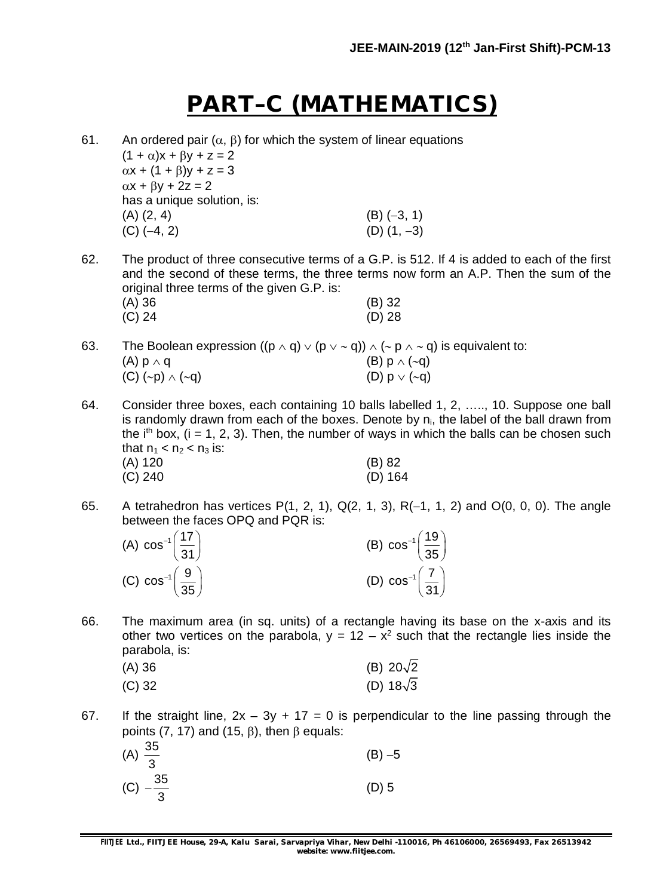# PART–C (MATHEMATICS)

61. An ordered pair $(\alpha, \beta)$ for which the system of linear equations
$(1 + \alpha)x + \beta y + z = 2$
$\alpha x + (1 + \beta)y + z = 3$
$\alpha x + \beta y + 2z = 2$
has a unique solution, is:

(A) (2, 4) (B) (–3, 1)
(C) (–4, 2) (D) (1, –3)

62. The product of three consecutive terms of a G.P. is 512. If 4 is added to each of the first and the second of these terms, the three terms now form an A.P. Then the sum of the original three terms of the given G.P. is:

(A) 36 (B) 32
(C) 24 (D) 28

63. The Boolean expression $((p \wedge q) \vee (p \vee \sim q)) \wedge (\sim p \wedge \sim q)$ is equivalent to:

(A) $p \wedge q$ (B) $p \wedge (\sim q)$
(C) $(\sim p) \wedge (\sim q)$ (D) $p \vee (\sim q)$

64. Consider three boxes, each containing 10 balls labelled 1, 2, ….., 10. Suppose one ball is randomly drawn from each of the boxes. Denote by $n_i$, the label of the ball drawn from the $i^{th}$ box, (i = 1, 2, 3). Then, the number of ways in which the balls can be chosen such that $n_1 < n_2 < n_3$ is:

(A) 120 (B) 82
(C) 240 (D) 164

65. A tetrahedron has vertices P(1, 2, 1), Q(2, 1, 3), R(–1, 1, 2) and O(0, 0, 0). The angle between the faces OPQ and PQR is:

(A) $\cos^{-1}\left(\frac{17}{31}\right)$ (B) $\cos^{-1}\left(\frac{19}{35}\right)$
(C) $\cos^{-1}\left(\frac{9}{35}\right)$ (D) $\cos^{-1}\left(\frac{7}{31}\right)$

66. The maximum area (in sq. units) of a rectangle having its base on the x-axis and its other two vertices on the parabola, $y = 12 - x^2$ such that the rectangle lies inside the parabola, is:

(A) 36 (B) $20\sqrt{2}$
(C) 32 (D) $18\sqrt{3}$

67. If the straight line, $2x - 3y + 17 = 0$ is perpendicular to the line passing through the points (7, 17) and (15, $\beta$), then $\beta$ equals:

(A) $\frac{35}{3}$ (B) –5
(C) $-\frac{35}{3}$ (D) 5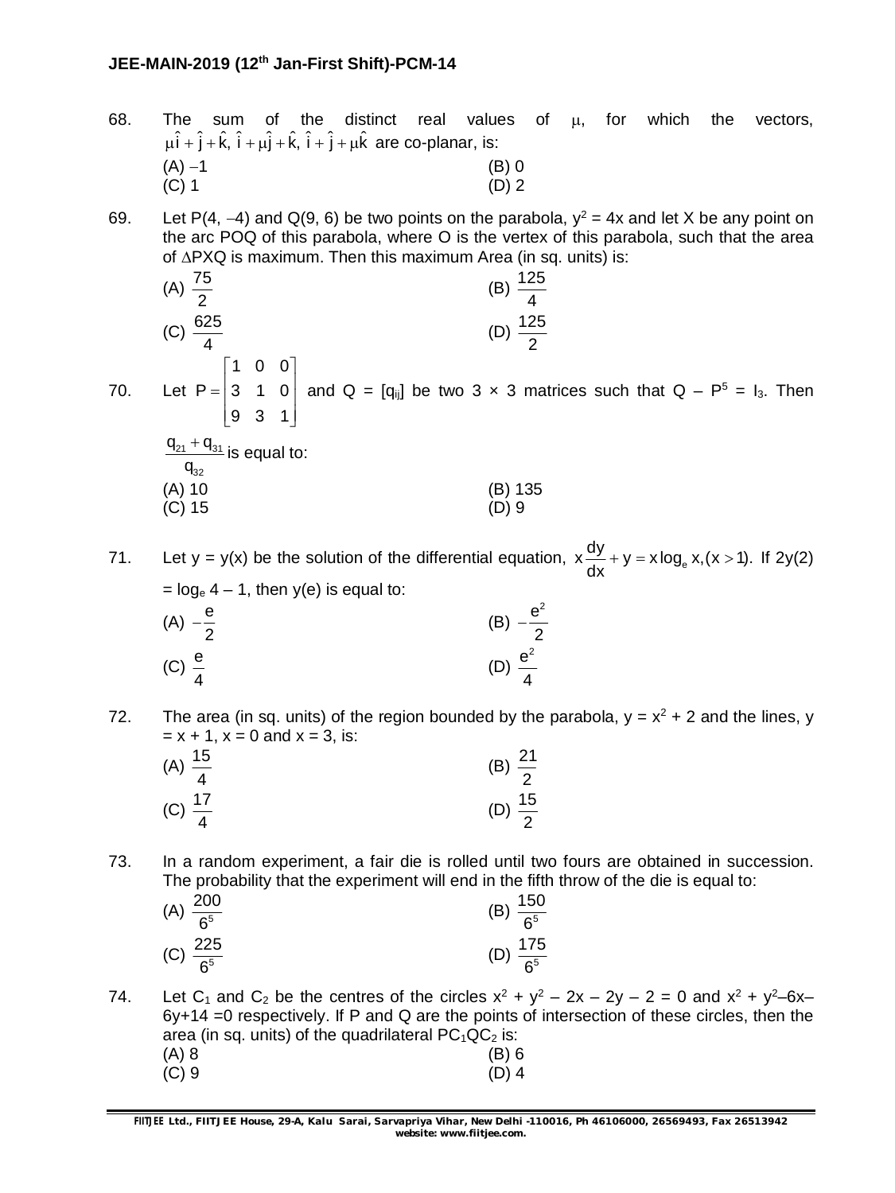68. The sum of the distinct real values of $\mu$, for which the vectors, $\mu\hat{i}+\hat{j}+\hat{k},\ \hat{i}+\mu\hat{j}+\hat{k},\ \hat{i}+\hat{j}+\mu\hat{k}$ are co-planar, is:

(A) $-1$ (B) 0
(C) 1 (D) 2

69. Let P(4, $-4$) and Q(9, 6) be two points on the parabola, $y^2 = 4x$ and let X be any point on the arc POQ of this parabola, where O is the vertex of this parabola, such that the area of $\Delta$PXQ is maximum. Then this maximum Area (in sq. units) is:

(A) $\frac{75}{2}$ (B) $\frac{125}{4}$
(C) $\frac{625}{4}$ (D) $\frac{125}{2}$

70. Let $P = \begin{bmatrix} 1 & 0 & 0 \\ 3 & 1 & 0 \\ 9 & 3 & 1 \end{bmatrix}$ and Q = $[q_{ij}]$ be two 3 × 3 matrices such that $Q - P^5 = I_3$. Then $\frac{q_{21}+q_{31}}{q_{32}}$ is equal to:

(A) 10 (B) 135
(C) 15 (D) 9

71. Let y = y(x) be the solution of the differential equation, $x\frac{dy}{dx} + y = x\log_e x, (x > 1)$. If 2y(2) $= \log_e 4 - 1$, then y(e) is equal to:

(A) $-\frac{e}{2}$ (B) $-\frac{e^2}{2}$
(C) $\frac{e}{4}$ (D) $\frac{e^2}{4}$

72. The area (in sq. units) of the region bounded by the parabola, $y = x^2 + 2$ and the lines, $y = x + 1$, $x = 0$ and $x = 3$, is:

(A) $\frac{15}{4}$ (B) $\frac{21}{2}$
(C) $\frac{17}{4}$ (D) $\frac{15}{2}$

73. In a random experiment, a fair die is rolled until two fours are obtained in succession. The probability that the experiment will end in the fifth throw of the die is equal to:

(A) $\frac{200}{6^5}$ (B) $\frac{150}{6^5}$
(C) $\frac{225}{6^5}$ (D) $\frac{175}{6^5}$

74. Let $C_1$ and $C_2$ be the centres of the circles $x^2 + y^2 - 2x - 2y - 2 = 0$ and $x^2 + y^2 - 6x - 6y + 14 = 0$ respectively. If P and Q are the points of intersection of these circles, then the area (in sq. units) of the quadrilateral $PC_1QC_2$ is:

(A) 8 (B) 6
(C) 9 (D) 4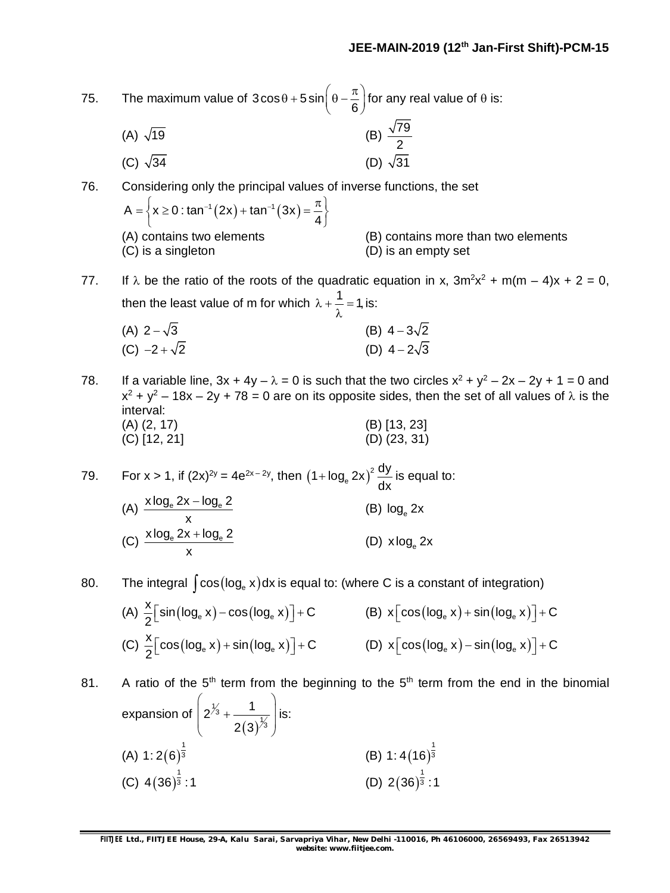75. The maximum value of $3\cos\theta + 5\sin\left(\theta - \frac{\pi}{6}\right)$ for any real value of $\theta$ is:

(A) $\sqrt{19}$
(B) $\frac{\sqrt{79}}{2}$
(C) $\sqrt{34}$
(D) $\sqrt{31}$

76. Considering only the principal values of inverse functions, the set
$A = \left\{x \geq 0 : \tan^{-1}(2x) + \tan^{-1}(3x) = \frac{\pi}{4}\right\}$

(A) contains two elements
(B) contains more than two elements
(C) is a singleton
(D) is an empty set

77. If $\lambda$ be the ratio of the roots of the quadratic equation in x, $3m^2x^2 + m(m-4)x + 2 = 0$, then the least value of m for which $\lambda + \frac{1}{\lambda} = 1$, is:

(A) $2 - \sqrt{3}$
(B) $4 - 3\sqrt{2}$
(C) $-2 + \sqrt{2}$
(D) $4 - 2\sqrt{3}$

78. If a variable line, $3x + 4y - \lambda = 0$ is such that the two circles $x^2 + y^2 - 2x - 2y + 1 = 0$ and $x^2 + y^2 - 18x - 2y + 78 = 0$ are on its opposite sides, then the set of all values of $\lambda$ is the interval:

(A) (2, 17)
(B) [13, 23]
(C) [12, 21]
(D) (23, 31)

79. For x > 1, if $(2x)^{2y} = 4e^{2x-2y}$, then $(1 + \log_e 2x)^2 \frac{dy}{dx}$ is equal to:

(A) $\frac{x\log_e 2x - \log_e 2}{x}$
(B) $\log_e 2x$
(C) $\frac{x\log_e 2x + \log_e 2}{x}$
(D) $x\log_e 2x$

80. The integral $\int \cos(\log_e x)dx$ is equal to: (where C is a constant of integration)

(A) $\frac{x}{2}[\sin(\log_e x) - \cos(\log_e x)] + C$
(B) $x[\cos(\log_e x) + \sin(\log_e x)] + C$
(C) $\frac{x}{2}[\cos(\log_e x) + \sin(\log_e x)] + C$
(D) $x[\cos(\log_e x) - \sin(\log_e x)] + C$

81. A ratio of the 5th term from the beginning to the 5th term from the end in the binomial expansion of $\left(2^{1/3} + \frac{1}{2(3)^{1/3}}\right)$ is:

(A) $1 : 2(6)^{\frac{1}{3}}$
(B) $1 : 4(16)^{\frac{1}{3}}$
(C) $4(36)^{\frac{1}{3}} : 1$
(D) $2(36)^{\frac{1}{3}} : 1$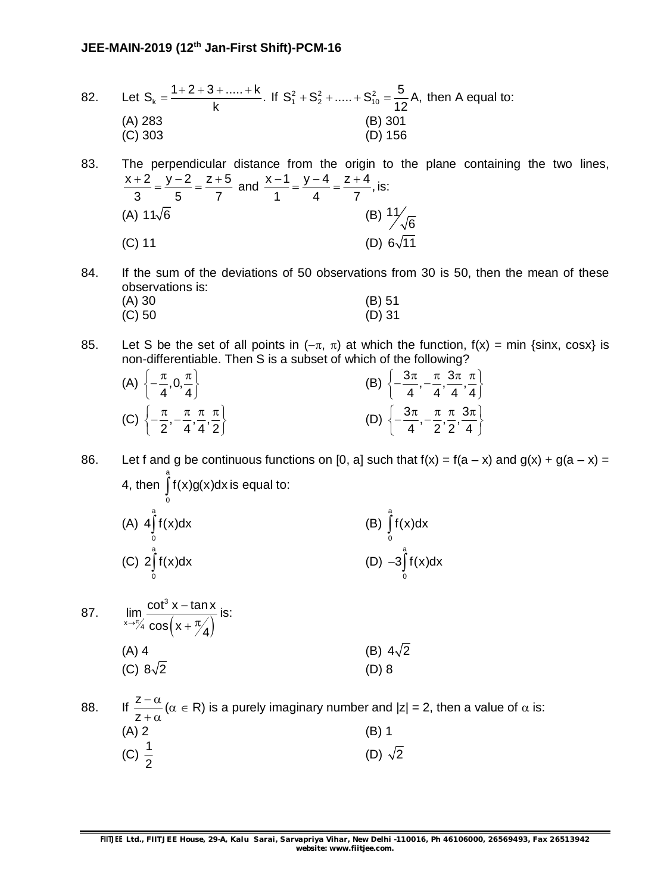82. Let $S_k = \dfrac{1+2+3+.....+k}{k}$. If $S_1^2 + S_2^2 + ..... + S_{10}^2 = \dfrac{5}{12}A$, then A equal to:

(A) 283
(B) 301
(C) 303
(D) 156

83. The perpendicular distance from the origin to the plane containing the two lines, $\dfrac{x+2}{3} = \dfrac{y-2}{5} = \dfrac{z+5}{7}$ and $\dfrac{x-1}{1} = \dfrac{y-4}{4} = \dfrac{z+4}{7}$, is:

(A) $11\sqrt{6}$
(B) $11/\sqrt{6}$
(C) 11
(D) $6\sqrt{11}$

84. If the sum of the deviations of 50 observations from 30 is 50, then the mean of these observations is:

(A) 30
(B) 51
(C) 50
(D) 31

85. Let S be the set of all points in $(-\pi, \pi)$ at which the function, $f(x) = \min\{\sin x, \cos x\}$ is non-differentiable. Then S is a subset of which of the following?

(A) $\left\{-\dfrac{\pi}{4}, 0, \dfrac{\pi}{4}\right\}$
(B) $\left\{-\dfrac{3\pi}{4}, -\dfrac{\pi}{4}, \dfrac{3\pi}{4}, \dfrac{\pi}{4}\right\}$
(C) $\left\{-\dfrac{\pi}{2}, -\dfrac{\pi}{4}, \dfrac{\pi}{4}, \dfrac{\pi}{2}\right\}$
(D) $\left\{-\dfrac{3\pi}{4}, -\dfrac{\pi}{2}, \dfrac{\pi}{2}, \dfrac{3\pi}{4}\right\}$

86. Let f and g be continuous functions on [0, a] such that $f(x) = f(a-x)$ and $g(x) + g(a-x) = 4$, then $\int_0^a f(x)g(x)dx$ is equal to:

(A) $4\int_0^a f(x)dx$
(B) $\int_0^a f(x)dx$
(C) $2\int_0^a f(x)dx$
(D) $-3\int_0^a f(x)dx$

87. $\lim\limits_{x \to \pi/4} \dfrac{\cot^3 x - \tan x}{\cos\left(x + \pi/4\right)}$ is:

(A) 4
(B) $4\sqrt{2}$
(C) $8\sqrt{2}$
(D) 8

88. If $\dfrac{z-\alpha}{z+\alpha}$ $(\alpha \in R)$ is a purely imaginary number and $|z| = 2$, then a value of $\alpha$ is:

(A) 2
(B) 1
(C) $\dfrac{1}{2}$
(D) $\sqrt{2}$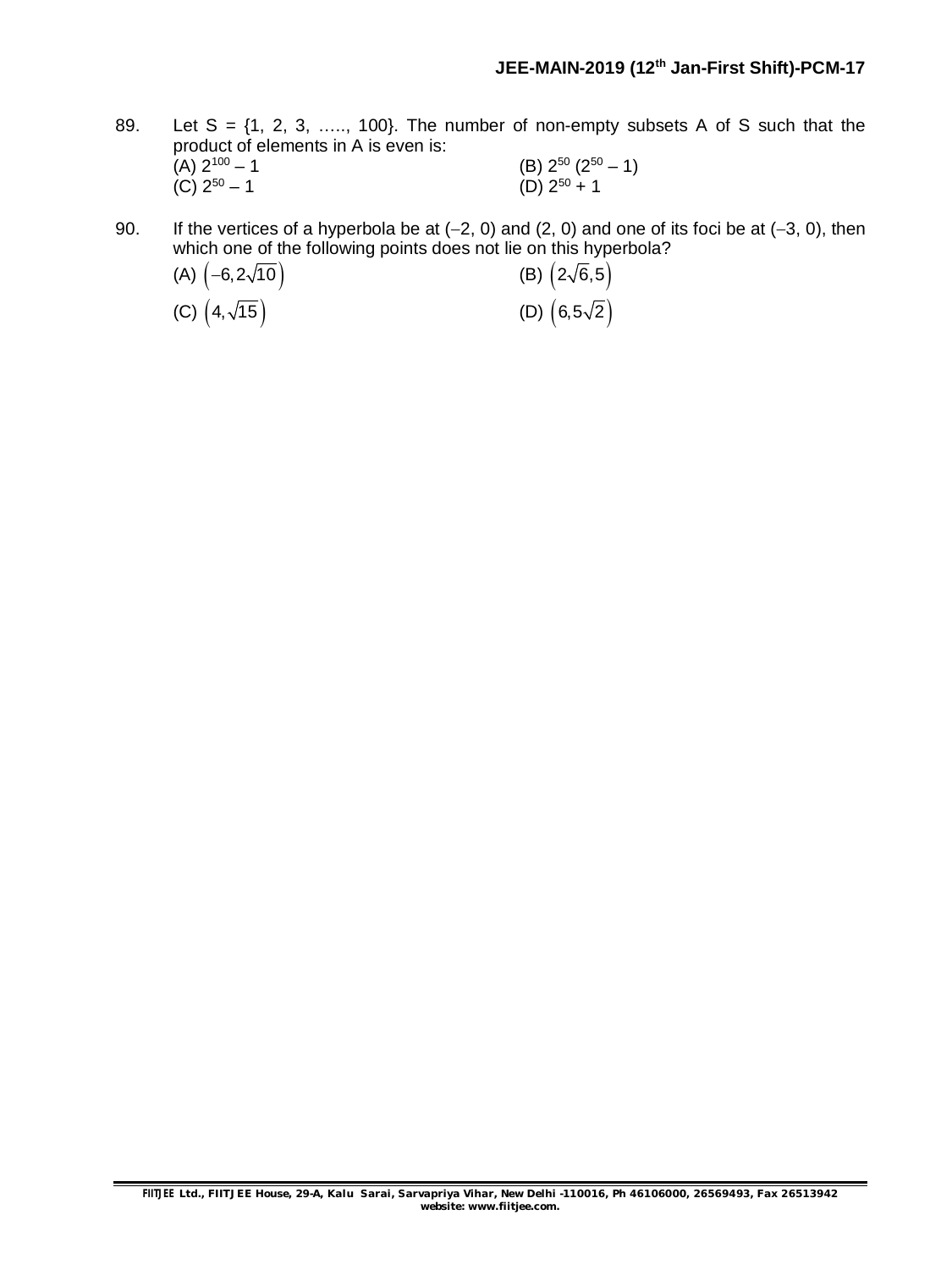89. Let S = {1, 2, 3, ….., 100}. The number of non-empty subsets A of S such that the product of elements in A is even is:

(A) $2^{100} - 1$
(B) $2^{50}(2^{50} - 1)$
(C) $2^{50} - 1$
(D) $2^{50} + 1$

90. If the vertices of a hyperbola be at $(-2, 0)$ and $(2, 0)$ and one of its foci be at $(-3, 0)$, then which one of the following points does not lie on this hyperbola?

(A) $\left(-6, 2\sqrt{10}\right)$
(B) $\left(2\sqrt{6}, 5\right)$
(C) $\left(4, \sqrt{15}\right)$
(D) $\left(6, 5\sqrt{2}\right)$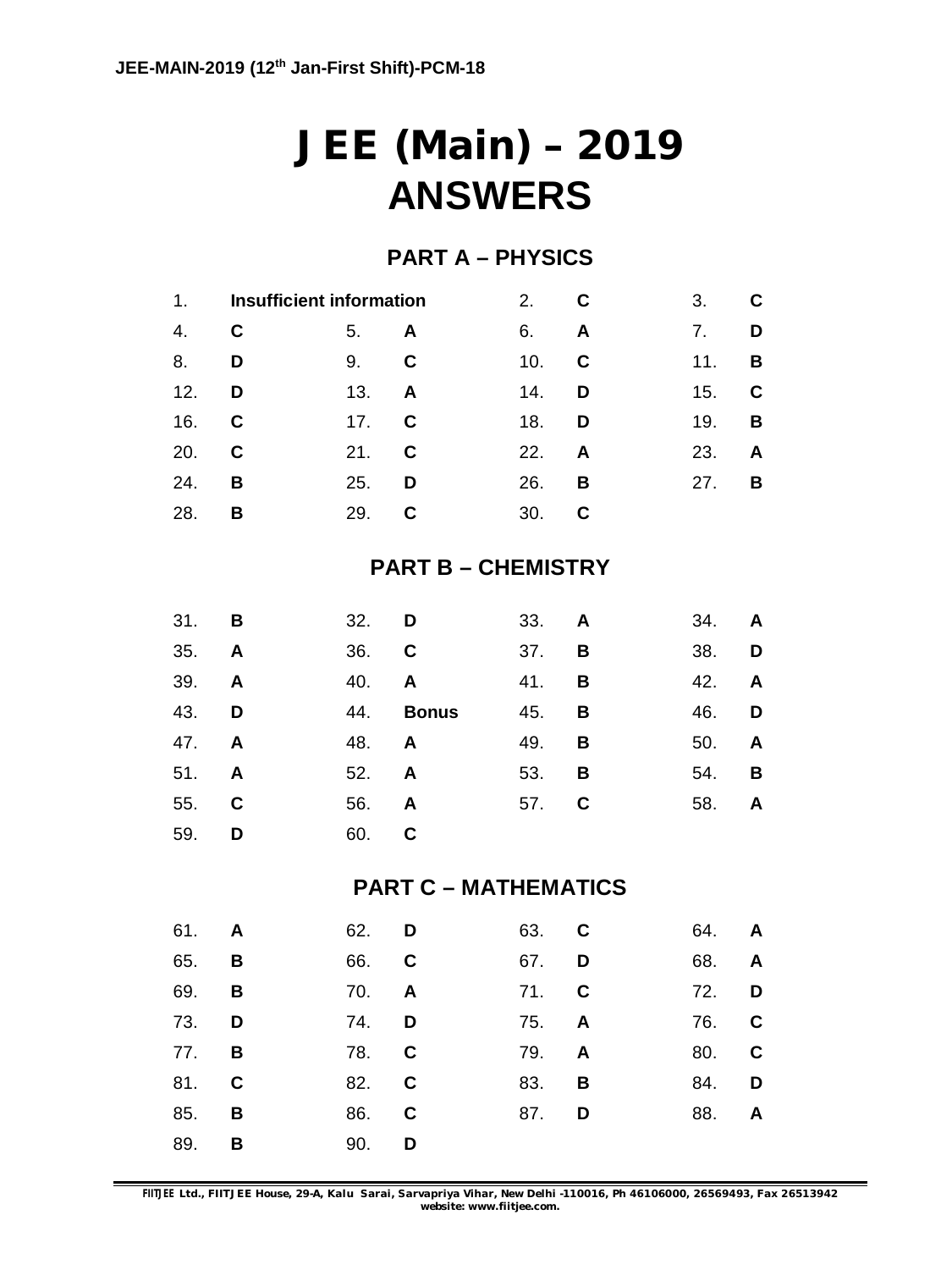# JEE (Main) – 2019
# ANSWERS

## PART A – PHYSICS

| | | | | | | | |
|---|---|---|---|---|---|---|---|
| 1. | **Insufficient information** | | | 2. | **C** | 3. | **C** |
| 4. | **C** | 5. | **A** | 6. | **A** | 7. | **D** |
| 8. | **D** | 9. | **C** | 10. | **C** | 11. | **B** |
| 12. | **D** | 13. | **A** | 14. | **D** | 15. | **C** |
| 16. | **C** | 17. | **C** | 18. | **D** | 19. | **B** |
| 20. | **C** | 21. | **C** | 22. | **A** | 23. | **A** |
| 24. | **B** | 25. | **D** | 26. | **B** | 27. | **B** |
| 28. | **B** | 29. | **C** | 30. | **C** | | |

## PART B – CHEMISTRY

| | | | | | | | |
|---|---|---|---|---|---|---|---|
| 31. | **B** | 32. | **D** | 33. | **A** | 34. | **A** |
| 35. | **A** | 36. | **C** | 37. | **B** | 38. | **D** |
| 39. | **A** | 40. | **A** | 41. | **B** | 42. | **A** |
| 43. | **D** | 44. | **Bonus** | 45. | **B** | 46. | **D** |
| 47. | **A** | 48. | **A** | 49. | **B** | 50. | **A** |
| 51. | **A** | 52. | **A** | 53. | **B** | 54. | **B** |
| 55. | **C** | 56. | **A** | 57. | **C** | 58. | **A** |
| 59. | **D** | 60. | **C** | | | | |

## PART C – MATHEMATICS

| | | | | | | | |
|---|---|---|---|---|---|---|---|
| 61. | **A** | 62. | **D** | 63. | **C** | 64. | **A** |
| 65. | **B** | 66. | **C** | 67. | **D** | 68. | **A** |
| 69. | **B** | 70. | **A** | 71. | **C** | 72. | **D** |
| 73. | **D** | 74. | **D** | 75. | **A** | 76. | **C** |
| 77. | **B** | 78. | **C** | 79. | **A** | 80. | **C** |
| 81. | **C** | 82. | **C** | 83. | **B** | 84. | **D** |
| 85. | **B** | 86. | **C** | 87. | **D** | 88. | **A** |
| 89. | **B** | 90. | **D** | | | | |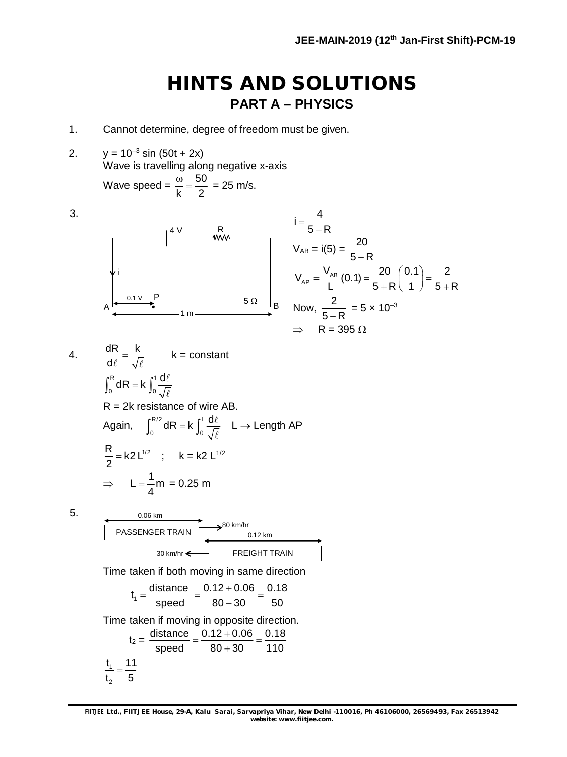# HINTS AND SOLUTIONS

## PART A – PHYSICS

1. Cannot determine, degree of freedom must be given.

2. $y = 10^{-3} \sin(50t + 2x)$
   Wave is travelling along negative x-axis
   Wave speed = $\frac{\omega}{k} = \frac{50}{2}$ = 25 m/s.

3. $i = \frac{4}{5+R}$

   $V_{AB} = i(5) = \frac{20}{5+R}$

   $V_{AP} = \frac{V_{AB}}{L}(0.1) = \frac{20}{5+R}\left(\frac{0.1}{1}\right) = \frac{2}{5+R}$

   Now, $\frac{2}{5+R} = 5 \times 10^{-3}$

   $\Rightarrow \quad R = 395\ \Omega$

4. $\frac{dR}{d\ell} = \frac{k}{\sqrt{\ell}}$ $\quad$ k = constant

   $\int_0^R dR = k\int_0^1 \frac{d\ell}{\sqrt{\ell}}$

   R = 2k resistance of wire AB.

   Again, $\int_0^{R/2} dR = k\int_0^L \frac{d\ell}{\sqrt{\ell}}$ $\quad$ L → Length AP

   $\frac{R}{2} = k2L^{1/2}$ ; $\quad k = k2\,L^{1/2}$

   $\Rightarrow \quad L = \frac{1}{4}m$ = 0.25 m

5. Time taken if both moving in same direction

   $$t_1 = \frac{\text{distance}}{\text{speed}} = \frac{0.12+0.06}{80-30} = \frac{0.18}{50}$$

   Time taken if moving in opposite direction.

   $$t_2 = \frac{\text{distance}}{\text{speed}} = \frac{0.12+0.06}{80+30} = \frac{0.18}{110}$$

   $\frac{t_1}{t_2} = \frac{11}{5}$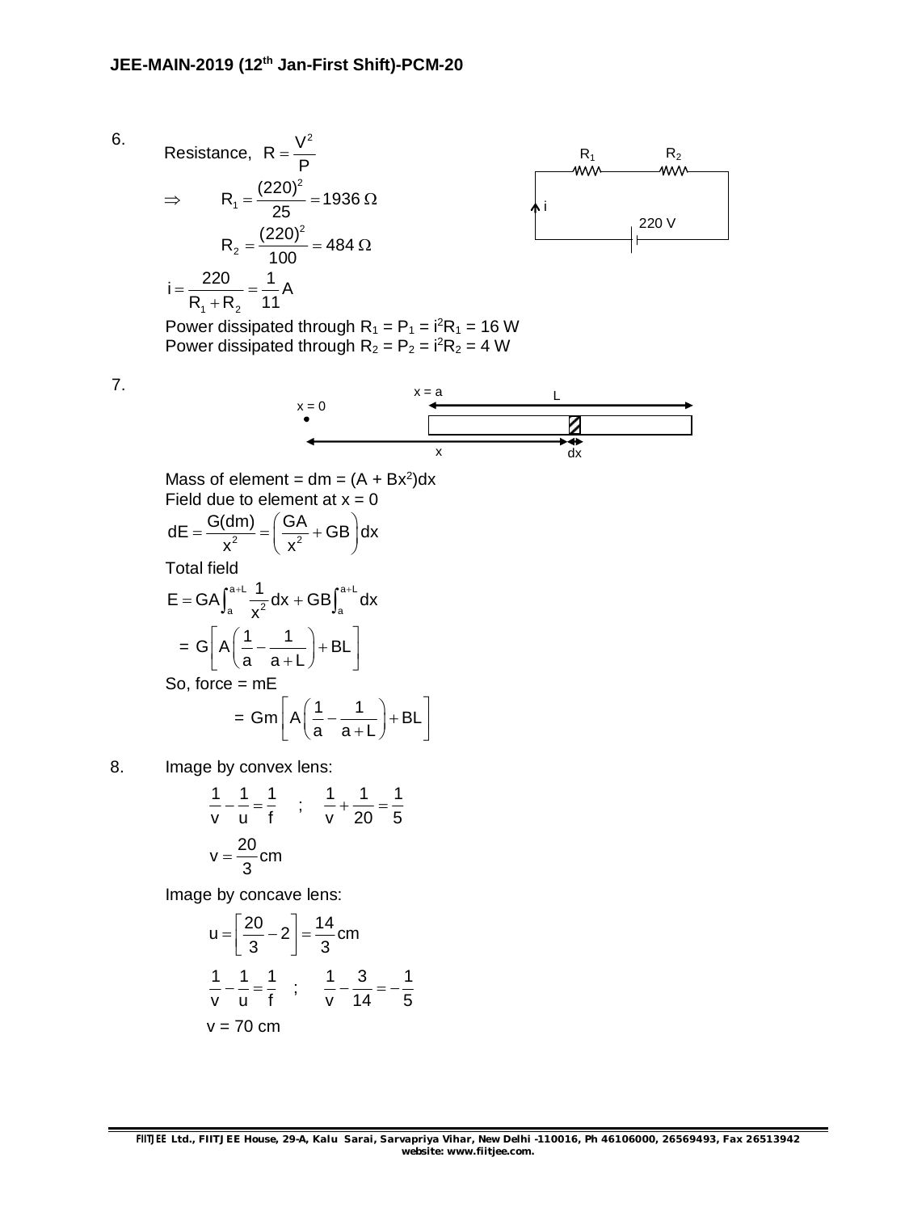6. Resistance, $R = \frac{V^2}{P}$

$\Rightarrow \quad R_1 = \frac{(220)^2}{25} = 1936\ \Omega$

$R_2 = \frac{(220)^2}{100} = 484\ \Omega$

$i = \frac{220}{R_1 + R_2} = \frac{1}{11}\text{A}$

Power dissipated through $R_1 = P_1 = i^2R_1 = 16$ W

Power dissipated through $R_2 = P_2 = i^2R_2 = 4$ W

7. Mass of element = $dm = (A + Bx^2)dx$

Field due to element at $x = 0$

$$dE = \frac{G(dm)}{x^2} = \left(\frac{GA}{x^2} + GB\right)dx$$

Total field

$$E = GA\int_a^{a+L} \frac{1}{x^2}dx + GB\int_a^{a+L} dx$$

$$= G\left[A\left(\frac{1}{a} - \frac{1}{a+L}\right) + BL\right]$$

So, force = mE

$$= Gm\left[A\left(\frac{1}{a} - \frac{1}{a+L}\right) + BL\right]$$

8. Image by convex lens:

$$\frac{1}{v} - \frac{1}{u} = \frac{1}{f} \quad ; \quad \frac{1}{v} + \frac{1}{20} = \frac{1}{5}$$

$$v = \frac{20}{3}\text{cm}$$

Image by concave lens:

$$u = \left[\frac{20}{3} - 2\right] = \frac{14}{3}\text{cm}$$

$$\frac{1}{v} - \frac{1}{u} = \frac{1}{f} \quad ; \quad \frac{1}{v} - \frac{3}{14} = -\frac{1}{5}$$

$v = 70$ cm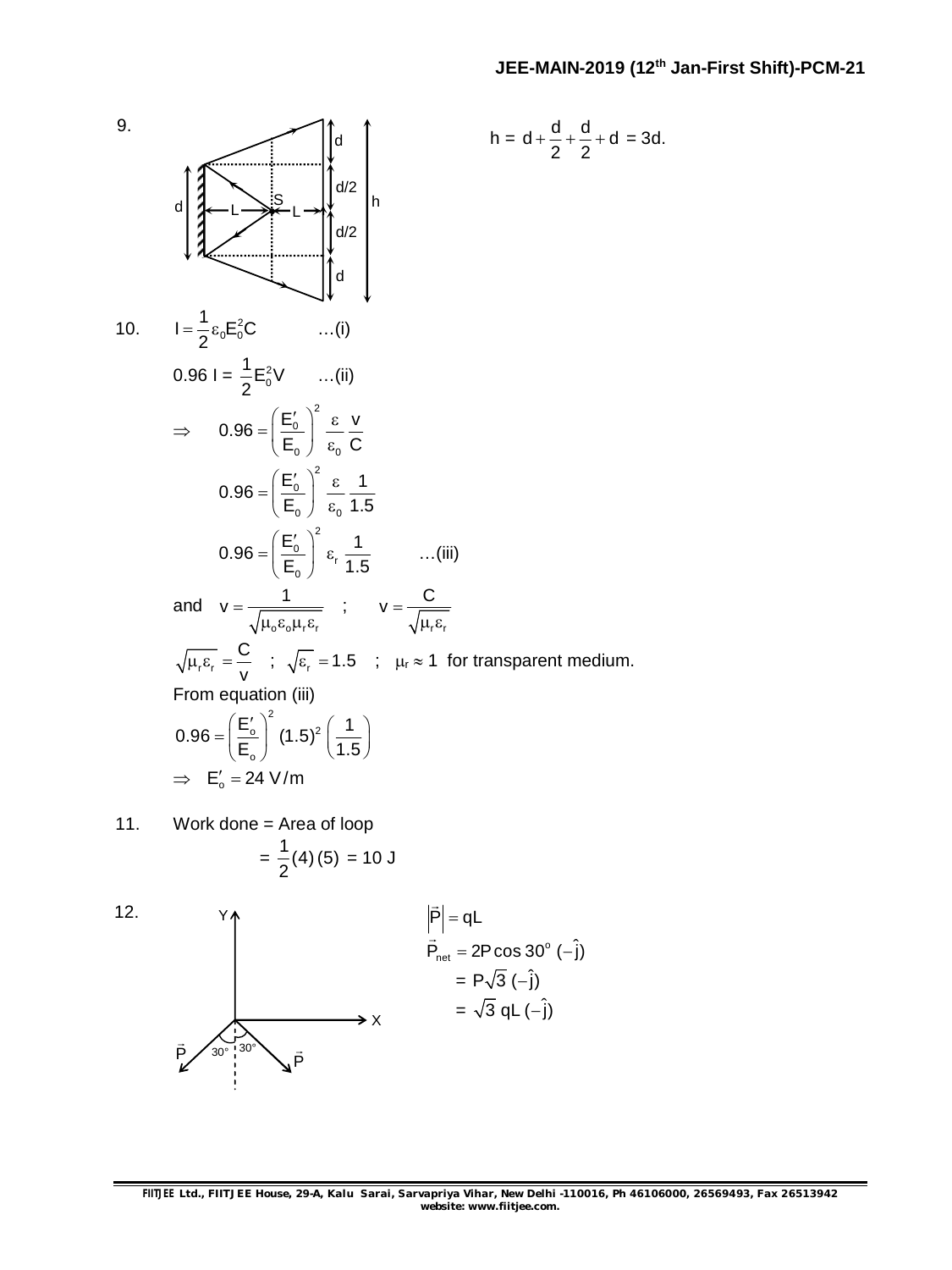9.

$h = d + \frac{d}{2} + \frac{d}{2} + d$ = 3d.

10. $I = \frac{1}{2}\varepsilon_0 E_0^2 C$ …(i)

0.96 I = $\frac{1}{2}E_0^2 V$ …(ii)

$\Rightarrow \quad 0.96 = \left(\frac{E_0'}{E_0}\right)^2 \frac{\varepsilon}{\varepsilon_0}\frac{v}{C}$

$0.96 = \left(\frac{E_0'}{E_0}\right)^2 \frac{\varepsilon}{\varepsilon_0}\frac{1}{1.5}$

$0.96 = \left(\frac{E_0'}{E_0}\right)^2 \varepsilon_r \frac{1}{1.5}$ …(iii)

and $v = \frac{1}{\sqrt{\mu_o \varepsilon_o \mu_r \varepsilon_r}}$ ; $v = \frac{C}{\sqrt{\mu_r \varepsilon_r}}$

$\sqrt{\mu_r \varepsilon_r} = \frac{C}{v}$ ; $\sqrt{\varepsilon_r} = 1.5$ ; $\mu_r \approx 1$ for transparent medium.

From equation (iii)

$0.96 = \left(\frac{E_o'}{E_o}\right)^2 (1.5)^2 \left(\frac{1}{1.5}\right)$

$\Rightarrow \quad E_o' = 24$ V/m

11. Work done = Area of loop

= $\frac{1}{2}(4)(5)$ = 10 J

12.

$|\vec{P}| = qL$

$\vec{P}_{net} = 2P\cos 30^o\,(-\hat{j})$

= $P\sqrt{3}\,(-\hat{j})$

= $\sqrt{3}\,qL\,(-\hat{j})$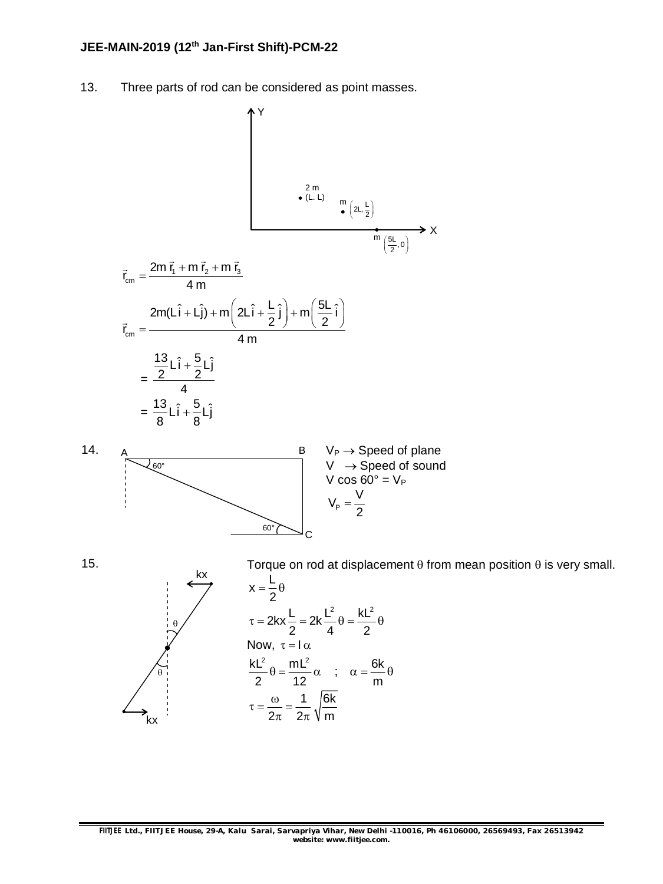13. Three parts of rod can be considered as point masses.

$$\vec{r}_{cm} = \frac{2m\,\vec{r}_1 + m\,\vec{r}_2 + m\,\vec{r}_3}{4\,m}$$

$$\vec{r}_{cm} = \frac{2m(L\hat{i} + L\hat{j}) + m\left(2L\hat{i} + \frac{L}{2}\hat{j}\right) + m\left(\frac{5L}{2}\hat{i}\right)}{4\,m}$$

$$= \frac{\frac{13}{2}L\hat{i} + \frac{5}{2}L\hat{j}}{4}$$

$$= \frac{13}{8}L\hat{i} + \frac{5}{8}L\hat{j}$$

14. $V_P \rightarrow$ Speed of plane

$V \rightarrow$ Speed of sound

$V \cos 60° = V_P$

$$V_P = \frac{V}{2}$$

15. Torque on rod at displacement $\theta$ from mean position $\theta$ is very small.

$$x = \frac{L}{2}\theta$$

$$\tau = 2kx\frac{L}{2} = 2k\frac{L^2}{4}\theta = \frac{kL^2}{2}\theta$$

Now, $\tau = I\alpha$

$$\frac{kL^2}{2}\theta = \frac{mL^2}{12}\alpha \quad ; \quad \alpha = \frac{6k}{m}\theta$$

$$\tau = \frac{\omega}{2\pi} = \frac{1}{2\pi}\sqrt{\frac{6k}{m}}$$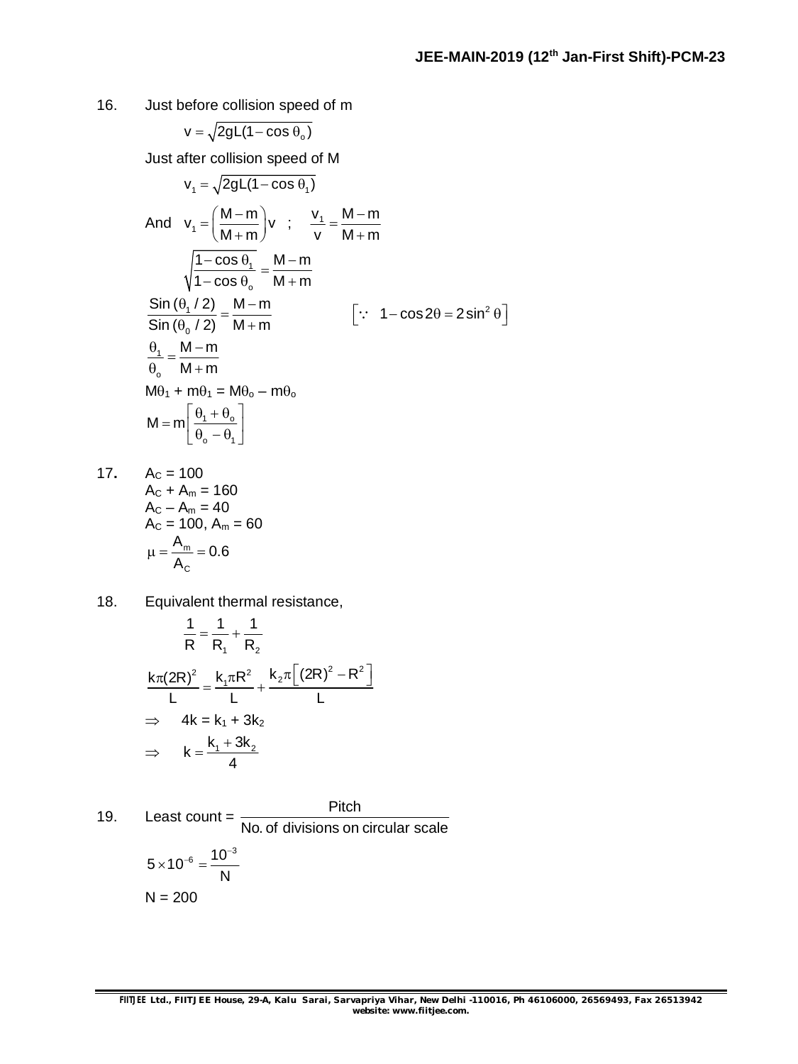16. Just before collision speed of m

$$v = \sqrt{2gL(1-\cos\theta_o)}$$

Just after collision speed of M

$$v_1 = \sqrt{2gL(1-\cos\theta_1)}$$

And $v_1 = \left(\dfrac{M-m}{M+m}\right)v$ ; $\dfrac{v_1}{v} = \dfrac{M-m}{M+m}$

$$\sqrt{\frac{1-\cos\theta_1}{1-\cos\theta_o}} = \frac{M-m}{M+m}$$

$$\frac{\text{Sin}(\theta_1/2)}{\text{Sin}(\theta_0/2)} = \frac{M-m}{M+m} \qquad \left[\because\ 1-\cos 2\theta = 2\sin^2\theta\right]$$

$$\frac{\theta_1}{\theta_o} = \frac{M-m}{M+m}$$

$M\theta_1 + m\theta_1 = M\theta_o - m\theta_o$

$$M = m\left[\frac{\theta_1+\theta_o}{\theta_o-\theta_1}\right]$$

17. $A_C = 100$
$A_C + A_m = 160$
$A_C - A_m = 40$
$A_C = 100$, $A_m = 60$

$$\mu = \frac{A_m}{A_C} = 0.6$$

18. Equivalent thermal resistance,

$$\frac{1}{R} = \frac{1}{R_1} + \frac{1}{R_2}$$

$$\frac{k\pi(2R)^2}{L} = \frac{k_1\pi R^2}{L} + \frac{k_2\pi\left[(2R)^2 - R^2\right]}{L}$$

$\Rightarrow$ $4k = k_1 + 3k_2$

$\Rightarrow$ $k = \dfrac{k_1 + 3k_2}{4}$

19. Least count = $\dfrac{\text{Pitch}}{\text{No. of divisions on circular scale}}$

$$5\times10^{-6} = \frac{10^{-3}}{N}$$

$N = 200$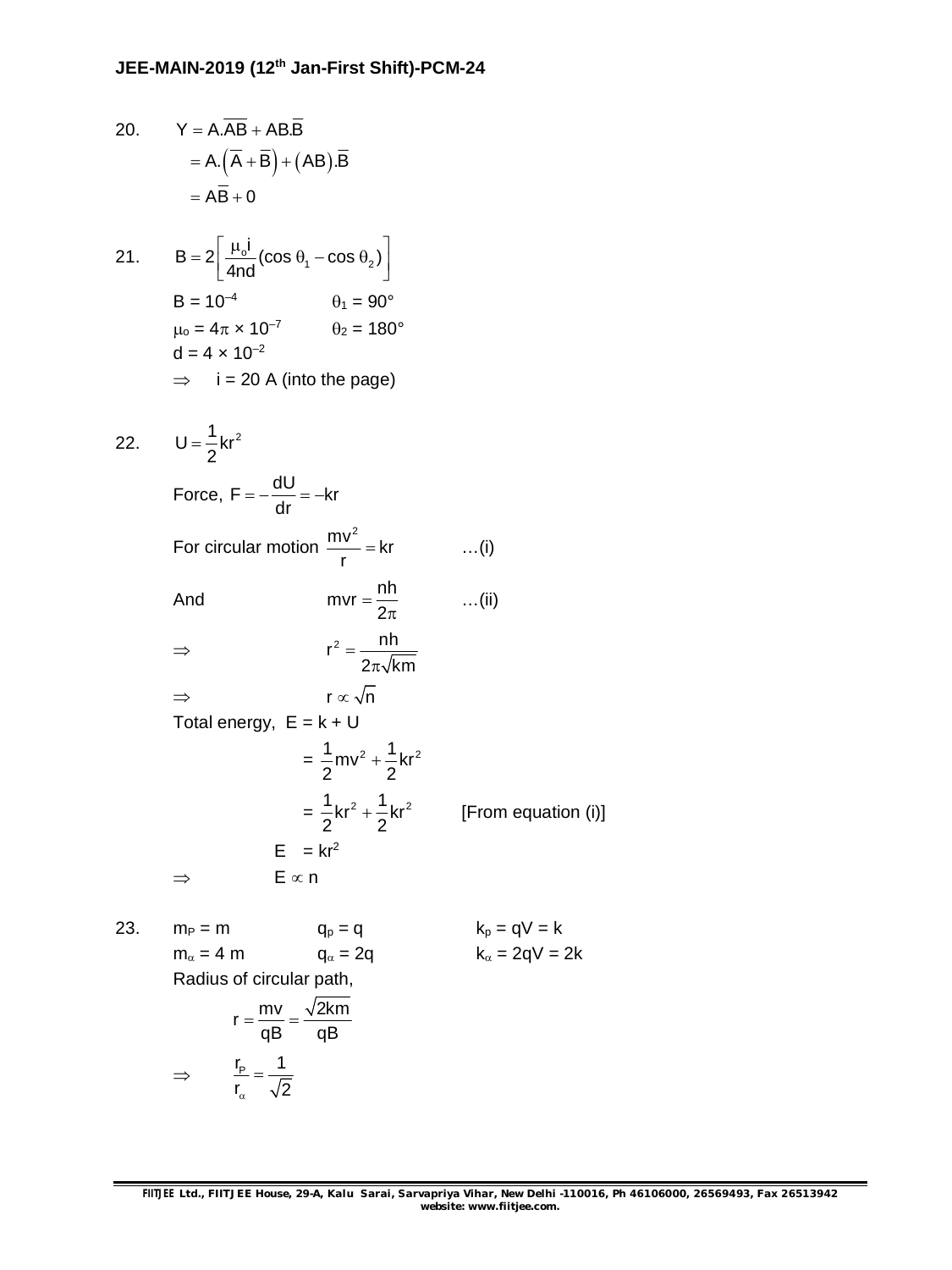20. $Y = A.\overline{AB} + AB.\overline{B}$

$= A.\left(\overline{A} + \overline{B}\right) + \left(AB\right).\overline{B}$

$= A\overline{B} + 0$

21. $B = 2\left[\dfrac{\mu_o i}{4nd}(\cos\theta_1 - \cos\theta_2)\right]$

$B = 10^{-4}$ $\quad\quad \theta_1 = 90°$

$\mu_o = 4\pi \times 10^{-7}$ $\quad\quad \theta_2 = 180°$

$d = 4 \times 10^{-2}$

$\Rightarrow$ $i = 20$ A (into the page)

22. $U = \dfrac{1}{2}kr^2$

Force, $F = -\dfrac{dU}{dr} = -kr$

For circular motion $\dfrac{mv^2}{r} = kr$ $\quad\quad$ …(i)

And $\quad\quad mvr = \dfrac{nh}{2\pi}$ $\quad\quad$ …(ii)

$\Rightarrow \quad\quad r^2 = \dfrac{nh}{2\pi\sqrt{km}}$

$\Rightarrow \quad\quad r \propto \sqrt{n}$

Total energy, $E = k + U$

$= \dfrac{1}{2}mv^2 + \dfrac{1}{2}kr^2$

$= \dfrac{1}{2}kr^2 + \dfrac{1}{2}kr^2$ $\quad\quad$ [From equation (i)]

$E = kr^2$

$\Rightarrow \quad\quad E \propto n$

23. $m_P = m$ $\quad\quad q_p = q$ $\quad\quad k_p = qV = k$

$m_\alpha = 4\,m$ $\quad\quad q_\alpha = 2q$ $\quad\quad k_\alpha = 2qV = 2k$

Radius of circular path,

$r = \dfrac{mv}{qB} = \dfrac{\sqrt{2km}}{qB}$

$\Rightarrow \quad\quad \dfrac{r_P}{r_\alpha} = \dfrac{1}{\sqrt{2}}$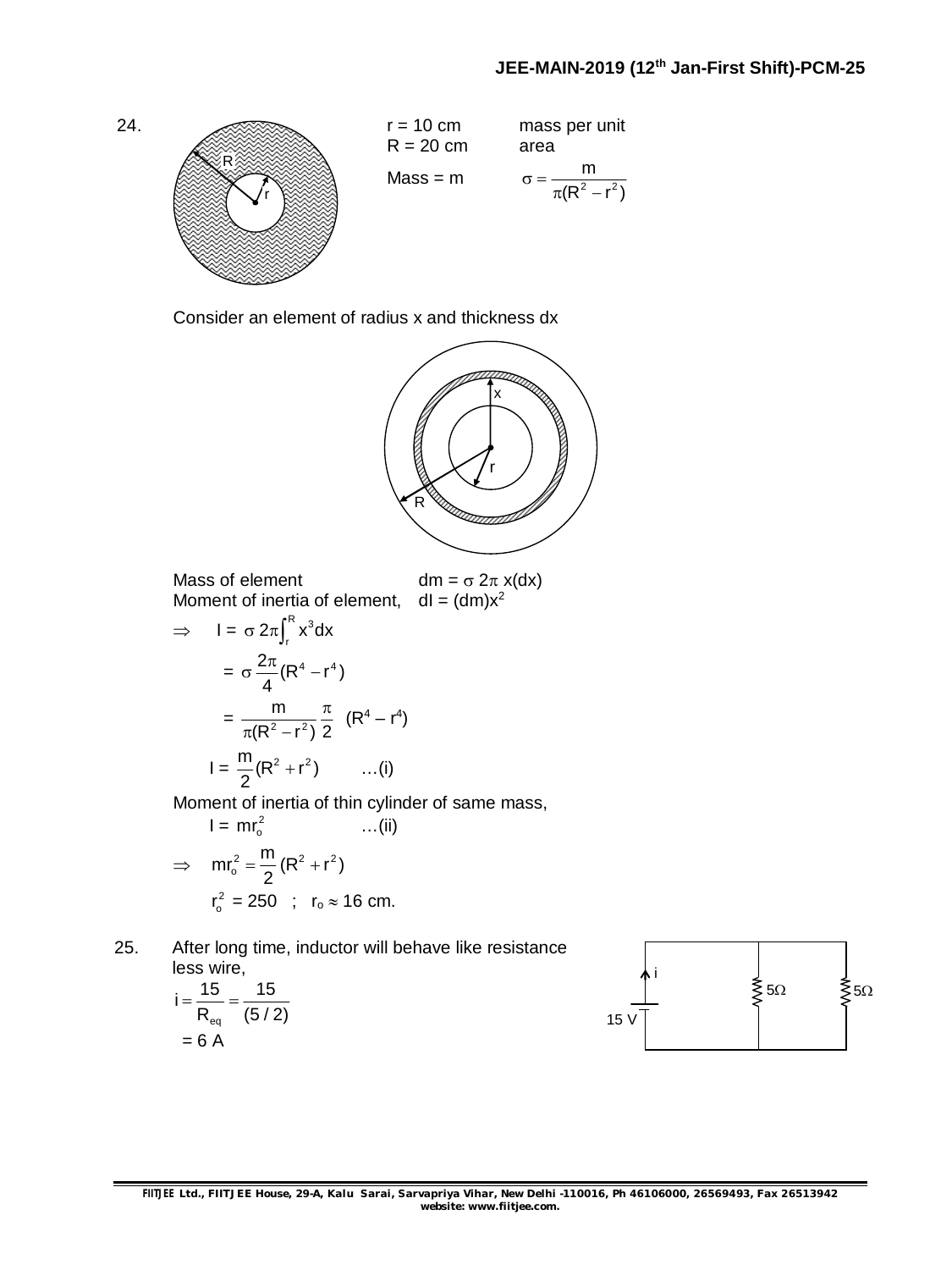24.

r = 10 cm  
R = 20 cm  
Mass = m

mass per unit area

$$\sigma = \frac{m}{\pi(R^2 - r^2)}$$

Consider an element of radius x and thickness dx

Mass of element $dm = \sigma\, 2\pi\, x(dx)$

Moment of inertia of element, $dI = (dm)x^2$

$$\Rightarrow \quad I = \sigma\, 2\pi \int_r^R x^3 dx$$

$$= \sigma \frac{2\pi}{4}(R^4 - r^4)$$

$$= \frac{m}{\pi(R^2 - r^2)} \frac{\pi}{2} (R^4 - r^4)$$

$$I = \frac{m}{2}(R^2 + r^2) \quad \ldots\text{(i)}$$

Moment of inertia of thin cylinder of same mass,

$$I = mr_o^2 \quad \ldots\text{(ii)}$$

$$\Rightarrow \quad mr_o^2 = \frac{m}{2}(R^2 + r^2)$$

$r_o^2 = 250$ ; $r_o \approx 16$ cm.

25. After long time, inductor will behave like resistance less wire,

$$i = \frac{15}{R_{eq}} = \frac{15}{(5/2)}$$

$= 6$ A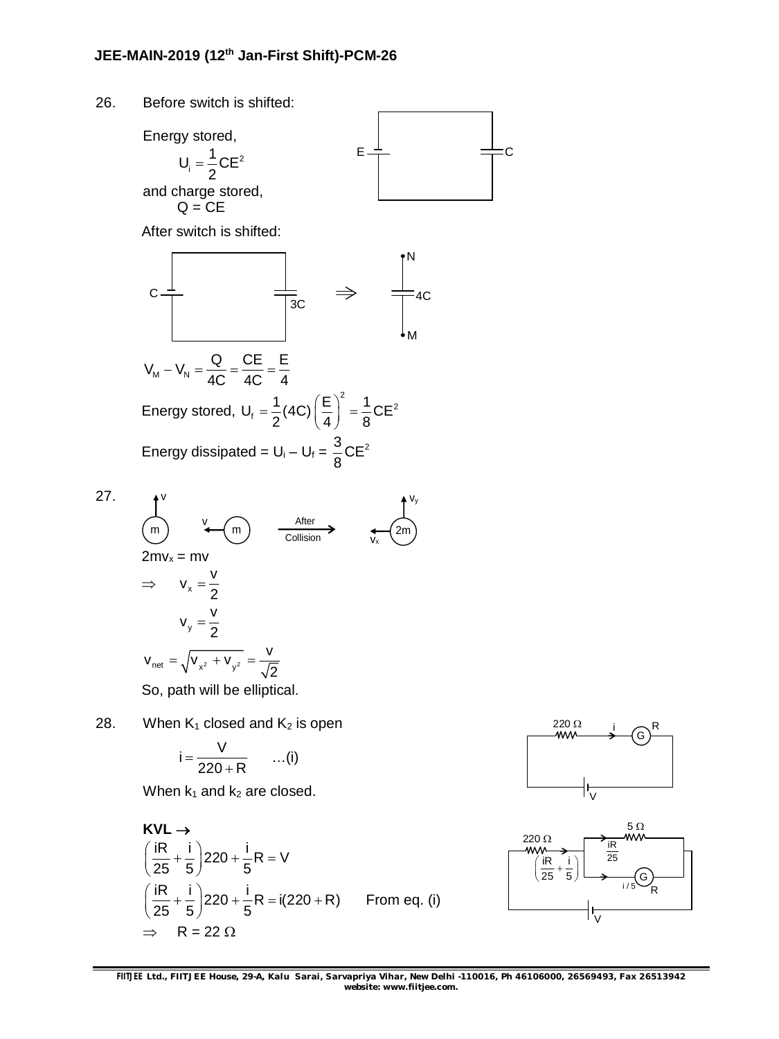26. Before switch is shifted:

Energy stored,

$$U_i = \frac{1}{2}CE^2$$

and charge stored,

$$Q = CE$$

After switch is shifted:

$$V_M - V_N = \frac{Q}{4C} = \frac{CE}{4C} = \frac{E}{4}$$

Energy stored, $U_f = \frac{1}{2}(4C)\left(\frac{E}{4}\right)^2 = \frac{1}{8}CE^2$

Energy dissipated = $U_i - U_f = \frac{3}{8}CE^2$

27. 

$2mv_x = mv$

$$\Rightarrow \quad v_x = \frac{v}{2}$$

$$v_y = \frac{v}{2}$$

$$v_{net} = \sqrt{v_{x^2} + v_{y^2}} = \frac{v}{\sqrt{2}}$$

So, path will be elliptical.

28. When $K_1$ closed and $K_2$ is open

$$i = \frac{V}{220 + R} \quad \ldots(i)$$

When $k_1$ and $k_2$ are closed.

**KVL** $\rightarrow$

$$\left(\frac{iR}{25} + \frac{i}{5}\right)220 + \frac{i}{5}R = V$$

$$\left(\frac{iR}{25} + \frac{i}{5}\right)220 + \frac{i}{5}R = i(220 + R) \qquad \text{From eq. (i)}$$

$$\Rightarrow \quad R = 22\ \Omega$$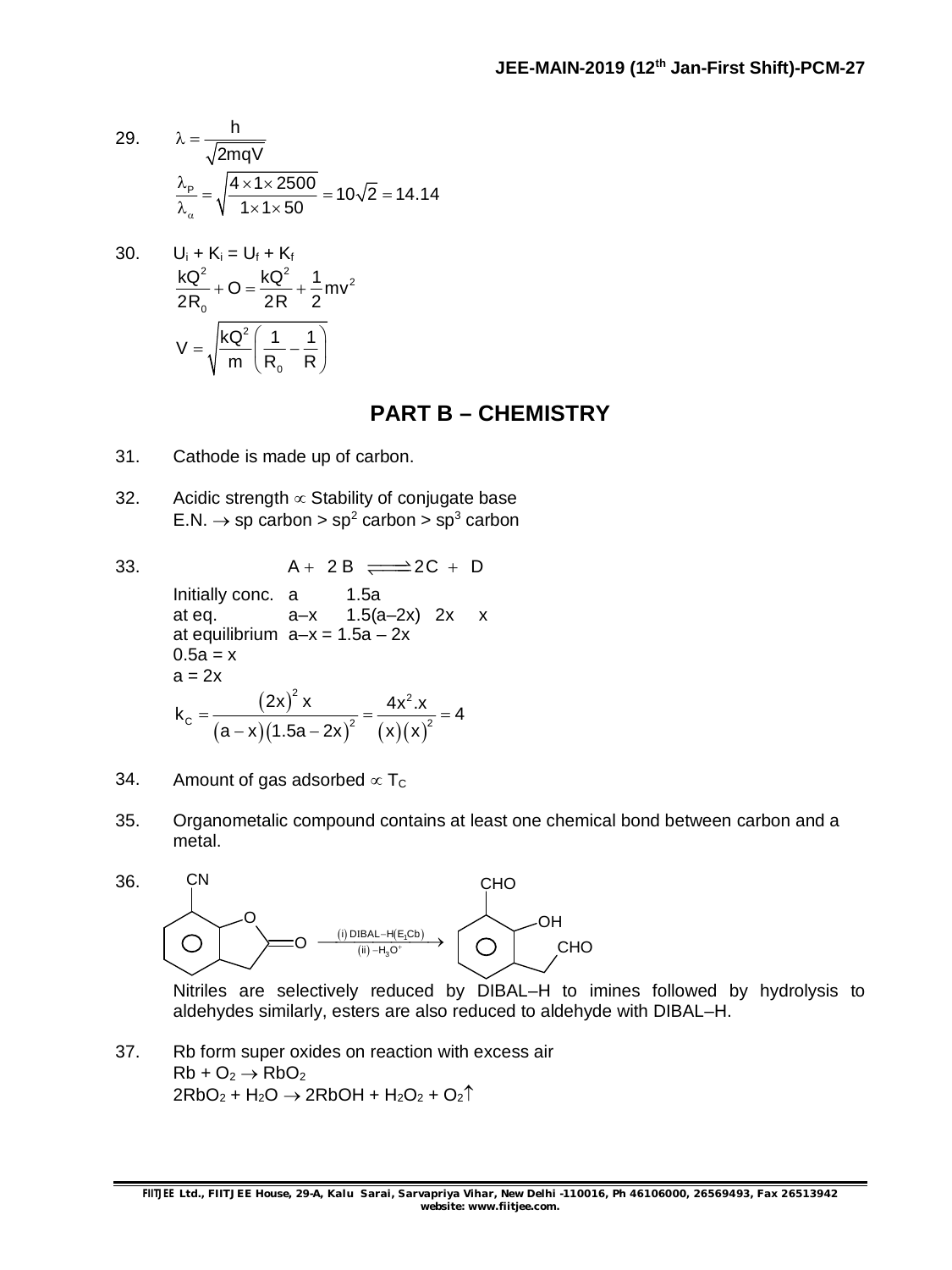29. $\lambda = \dfrac{h}{\sqrt{2mqV}}$

$$\frac{\lambda_P}{\lambda_\alpha} = \sqrt{\frac{4 \times 1 \times 2500}{1 \times 1 \times 50}} = 10\sqrt{2} = 14.14$$

30. $U_i + K_i = U_f + K_f$

$$\frac{kQ^2}{2R_0} + O = \frac{kQ^2}{2R} + \frac{1}{2}mv^2$$

$$V = \sqrt{\frac{kQ^2}{m}\left(\frac{1}{R_0} - \frac{1}{R}\right)}$$

## PART B – CHEMISTRY

31. Cathode is made up of carbon.

32. Acidic strength $\propto$ Stability of conjugate base
E.N. $\rightarrow$ sp carbon > $sp^2$ carbon > $sp^3$ carbon

33. $A + 2B \rightleftharpoons 2C + D$

| | A | B | C | D |
|---|---|---|---|---|
| Initially conc. | a | 1.5a | | |
| at eq. | a–x | 1.5(a–2x) | 2x | x |

at equilibrium $a - x = 1.5a - 2x$
$0.5a = x$
$a = 2x$

$$k_C = \frac{(2x)^2 x}{(a-x)(1.5a-2x)^2} = \frac{4x^2.x}{(x)(x)^2} = 4$$

34. Amount of gas adsorbed $\propto T_C$

35. Organometalic compound contains at least one chemical bond between carbon and a metal.

36. (Reaction: CN-substituted benzofuranone (lactone) $\xrightarrow[\text{(ii) } -H_3O^+]{\text{(i) DIBAL–H(E}_1\text{Cb)}}$ CHO, OH, $CH_2CHO$ substituted benzene)

Nitriles are selectively reduced by DIBAL–H to imines followed by hydrolysis to aldehydes similarly, esters are also reduced to aldehyde with DIBAL–H.

37. Rb form super oxides on reaction with excess air
$Rb + O_2 \rightarrow RbO_2$
$2RbO_2 + H_2O \rightarrow 2RbOH + H_2O_2 + O_2\uparrow$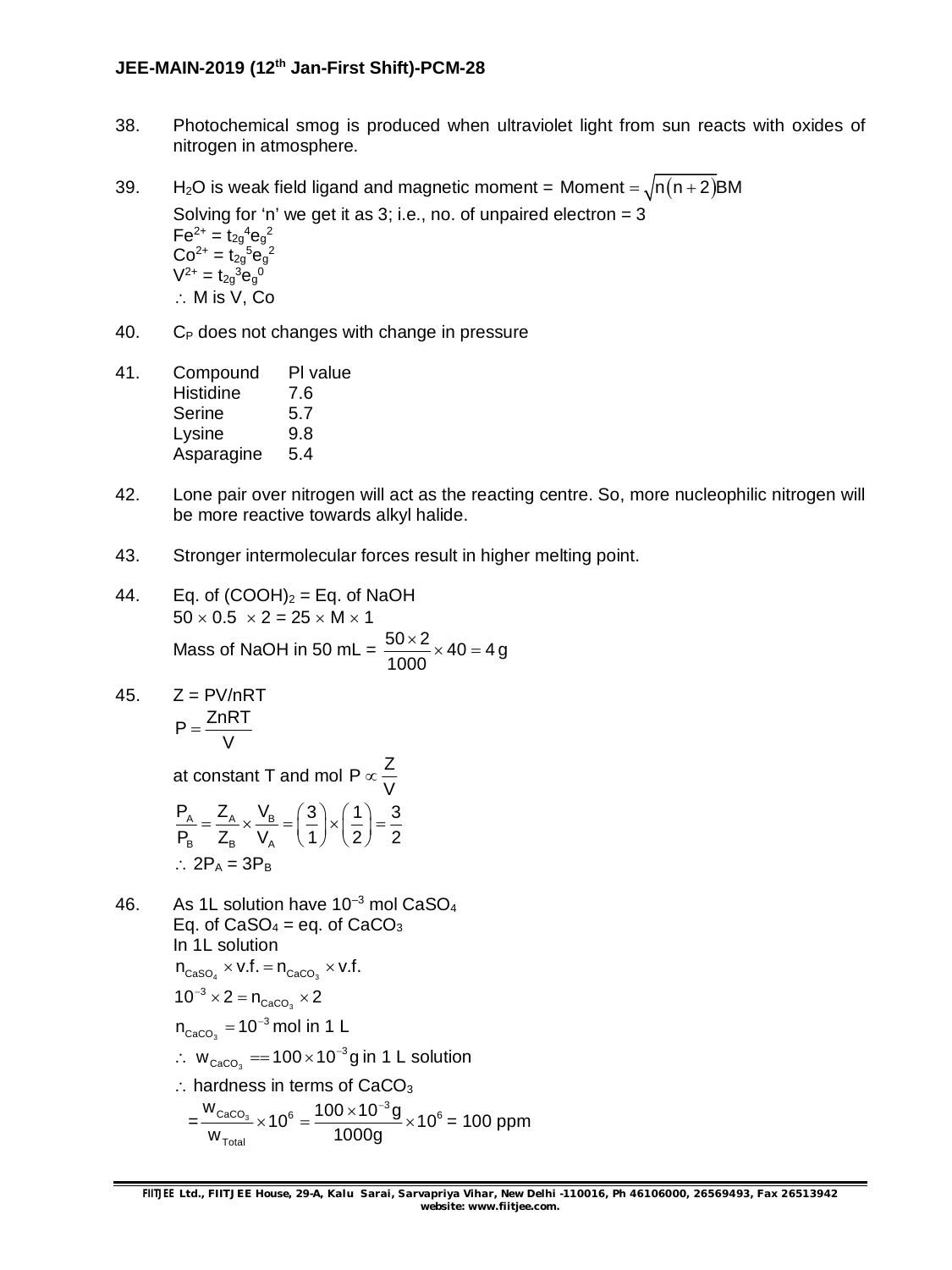38. Photochemical smog is produced when ultraviolet light from sun reacts with oxides of nitrogen in atmosphere.

39. $H_2O$ is weak field ligand and magnetic moment = $\text{Moment} = \sqrt{n(n+2)}\text{BM}$

    Solving for 'n' we get it as 3; i.e., no. of unpaired electron = 3

    $Fe^{2+} = t_{2g}^4 e_g^2$

    $Co^{2+} = t_{2g}^5 e_g^2$

    $V^{2+} = t_{2g}^3 e_g^0$

    $\therefore$ M is V, Co

40. $C_P$ does not changes with change in pressure

41.

| Compound | PI value |
|---|---|
| Histidine | 7.6 |
| Serine | 5.7 |
| Lysine | 9.8 |
| Asparagine | 5.4 |

42. Lone pair over nitrogen will act as the reacting centre. So, more nucleophilic nitrogen will be more reactive towards alkyl halide.

43. Stronger intermolecular forces result in higher melting point.

44. Eq. of $(COOH)_2$ = Eq. of NaOH

    $50 \times 0.5 \times 2 = 25 \times M \times 1$

    Mass of NaOH in 50 mL = $\dfrac{50 \times 2}{1000} \times 40 = 4\,\text{g}$

45. $Z = PV/nRT$

    $$P = \frac{ZnRT}{V}$$

    at constant T and mol $P \propto \dfrac{Z}{V}$

    $$\frac{P_A}{P_B} = \frac{Z_A}{Z_B} \times \frac{V_B}{V_A} = \left(\frac{3}{1}\right) \times \left(\frac{1}{2}\right) = \frac{3}{2}$$

    $\therefore 2P_A = 3P_B$

46. As 1L solution have $10^{-3}$ mol $CaSO_4$

    Eq. of $CaSO_4$ = eq. of $CaCO_3$

    In 1L solution

    $n_{CaSO_4} \times \text{v.f.} = n_{CaCO_3} \times \text{v.f.}$

    $10^{-3} \times 2 = n_{CaCO_3} \times 2$

    $n_{CaCO_3} = 10^{-3}$ mol in 1 L

    $\therefore\ w_{CaCO_3} == 100 \times 10^{-3}\,\text{g}$ in 1 L solution

    $\therefore$ hardness in terms of $CaCO_3$

    $$= \frac{w_{CaCO_3}}{w_{Total}} \times 10^6 = \frac{100 \times 10^{-3}\,\text{g}}{1000\,\text{g}} \times 10^6 = 100 \text{ ppm}$$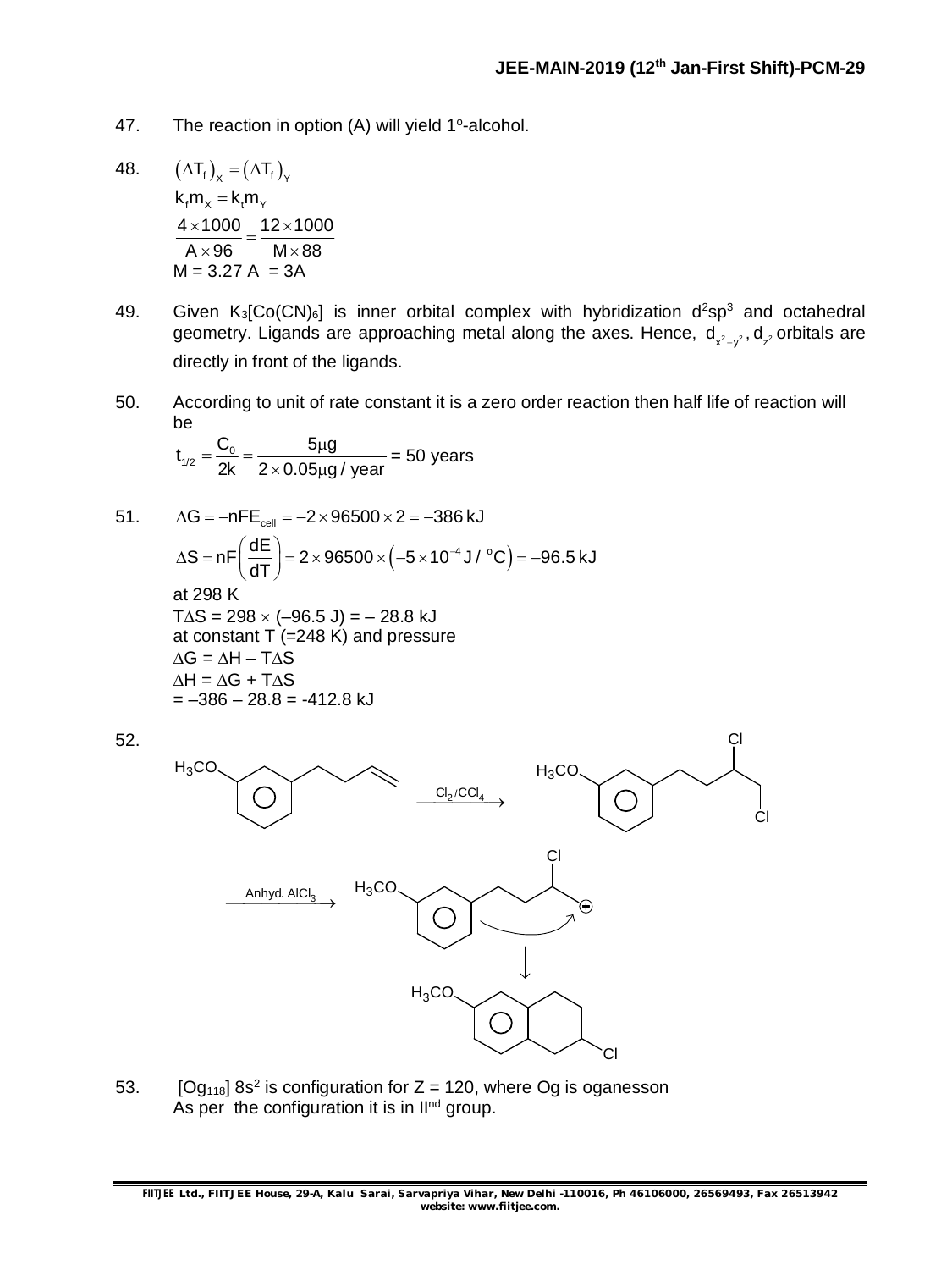47. The reaction in option (A) will yield 1°-alcohol.

48. $\left(\Delta T_f\right)_X = \left(\Delta T_f\right)_Y$

$k_f m_X = k_t m_Y$

$$\frac{4 \times 1000}{A \times 96} = \frac{12 \times 1000}{M \times 88}$$

M = 3.27 A = 3A

49. Given $K_3[Co(CN)_6]$ is inner orbital complex with hybridization $d^2sp^3$ and octahedral geometry. Ligands are approaching metal along the axes. Hence, $d_{x^2-y^2}, d_{z^2}$ orbitals are directly in front of the ligands.

50. According to unit of rate constant it is a zero order reaction then half life of reaction will be

$$t_{1/2} = \frac{C_0}{2k} = \frac{5\mu g}{2 \times 0.05\mu g / \text{year}} = 50 \text{ years}$$

51. $\Delta G = -nFE_{cell} = -2 \times 96500 \times 2 = -386 \text{ kJ}$

$$\Delta S = nF\left(\frac{dE}{dT}\right) = 2 \times 96500 \times \left(-5 \times 10^{-4} \text{ J / }^{o}\text{C}\right) = -96.5 \text{ kJ}$$

at 298 K

$T\Delta S = 298 \times (-96.5 \text{ J}) = -28.8 \text{ kJ}$

at constant T (=248 K) and pressure

$\Delta G = \Delta H - T\Delta S$

$\Delta H = \Delta G + T\Delta S$

$= -386 - 28.8 = -412.8 \text{ kJ}$

52. 3-(but-3-enyl)anisole ($H_3CO$–$C_6H_4$–$CH_2CH_2CH=CH_2$) $\xrightarrow{Cl_2/CCl_4}$ $H_3CO$–$C_6H_4$–$CH_2CH_2CH(Cl)CH_2Cl$ $\xrightarrow{\text{Anhyd. } AlCl_3}$ $H_3CO$–$C_6H_4$–$CH_2CH_2CH(Cl)CH_2^{\oplus}$ → (intramolecular attack of ring on carbocation) → methoxy-substituted tetrahydronaphthalene bearing Cl on the saturated ring

53. $[Og_{118}]\ 8s^2$ is configuration for Z = 120, where Og is oganesson

As per the configuration it is in II[nd] group.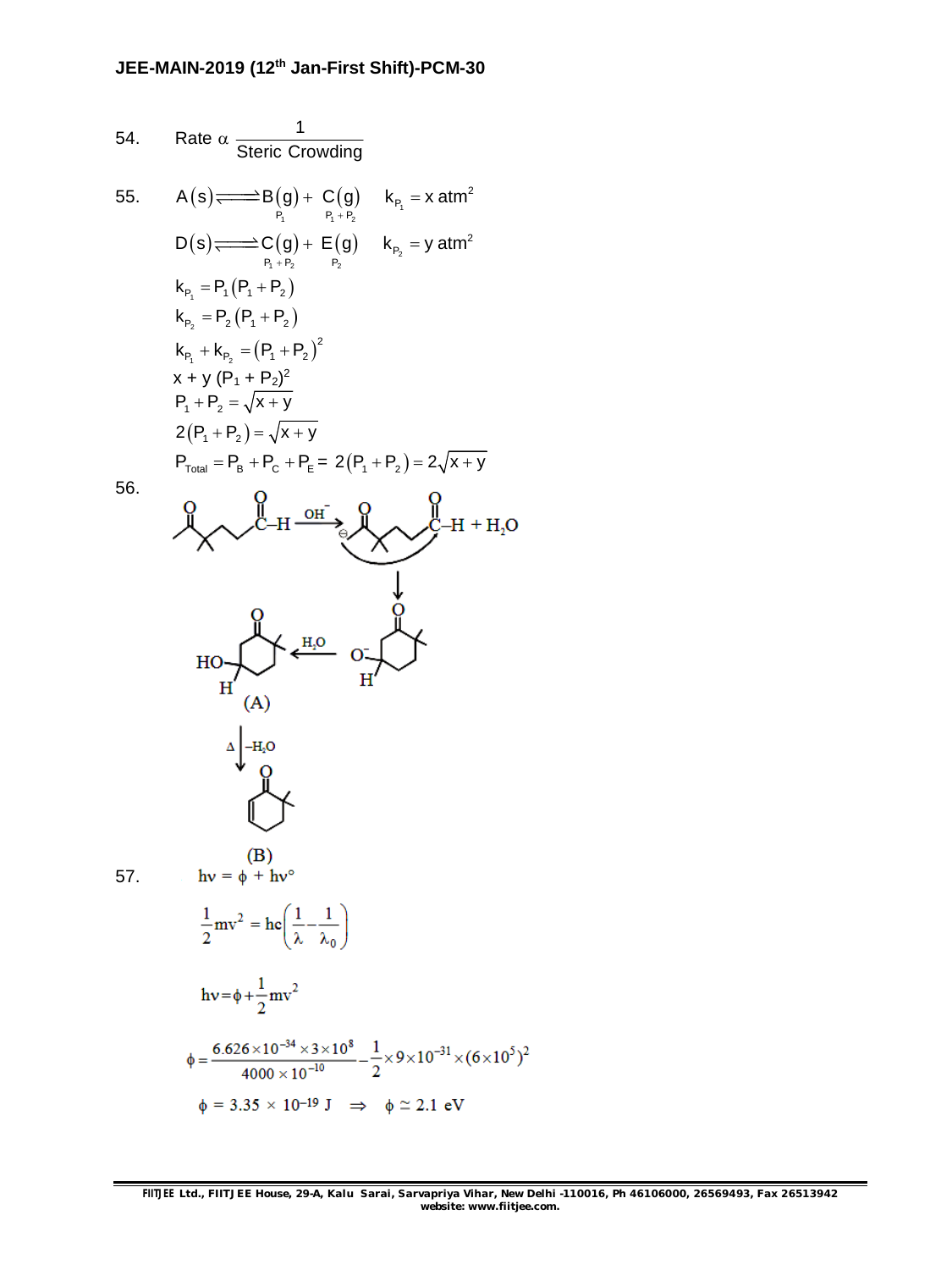54. Rate $\alpha \dfrac{1}{\text{Steric Crowding}}$

55. $A(s) \rightleftharpoons \underset{P_1}{B(g)} + \underset{P_1+P_2}{C(g)} \quad k_{P_1} = x \text{ atm}^2$

$D(s) \rightleftharpoons \underset{P_1+P_2}{C(g)} + \underset{P_2}{E(g)} \quad k_{P_2} = y \text{ atm}^2$

$k_{P_1} = P_1(P_1 + P_2)$

$k_{P_2} = P_2(P_1 + P_2)$

$k_{P_1} + k_{P_2} = (P_1 + P_2)^2$

$x + y\ (P_1 + P_2)^2$

$P_1 + P_2 = \sqrt{x+y}$

$2(P_1 + P_2) = \sqrt{x+y}$

$P_{Total} = P_B + P_C + P_E = 2(P_1 + P_2) = 2\sqrt{x+y}$

56.

$\xrightarrow{OH^-}$ $+ H_2O$

$\xleftarrow{H_2O}$

(A)

$\Delta \downarrow -H_2O$

(B)

57. $h\nu = \phi + h\nu°$

$$\frac{1}{2}mv^2 = hc\left(\frac{1}{\lambda} - \frac{1}{\lambda_0}\right)$$

$$h\nu = \phi + \frac{1}{2}mv^2$$

$$\phi = \frac{6.626 \times 10^{-34} \times 3 \times 10^8}{4000 \times 10^{-10}} - \frac{1}{2} \times 9 \times 10^{-31} \times (6 \times 10^5)^2$$

$\phi = 3.35 \times 10^{-19}$ J $\Rightarrow \phi \simeq 2.1$ eV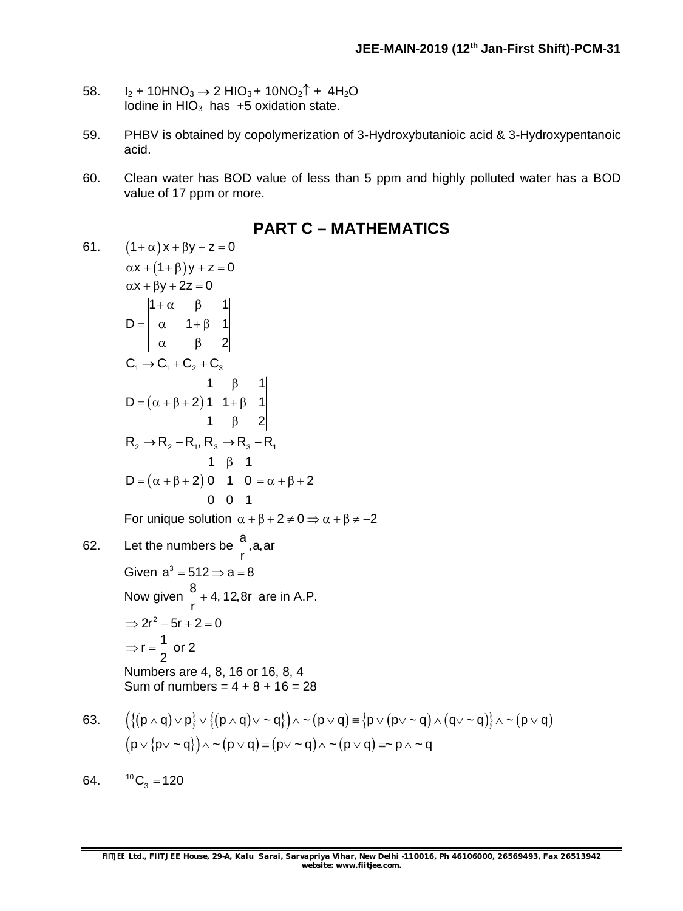58. $I_2 + 10HNO_3 \rightarrow 2\ HIO_3 + 10NO_2\uparrow + 4H_2O$
Iodine in $HIO_3$ has +5 oxidation state.

59. PHBV is obtained by copolymerization of 3-Hydroxybutanioic acid & 3-Hydroxypentanoic acid.

60. Clean water has BOD value of less than 5 ppm and highly polluted water has a BOD value of 17 ppm or more.

## PART C – MATHEMATICS

61. $(1+\alpha)x + \beta y + z = 0$
$\alpha x + (1+\beta)y + z = 0$
$\alpha x + \beta y + 2z = 0$

$$D = \begin{vmatrix} 1+\alpha & \beta & 1 \\ \alpha & 1+\beta & 1 \\ \alpha & \beta & 2 \end{vmatrix}$$

$C_1 \rightarrow C_1 + C_2 + C_3$

$$D = (\alpha+\beta+2)\begin{vmatrix} 1 & \beta & 1 \\ 1 & 1+\beta & 1 \\ 1 & \beta & 2 \end{vmatrix}$$

$R_2 \rightarrow R_2 - R_1, R_3 \rightarrow R_3 - R_1$

$$D = (\alpha+\beta+2)\begin{vmatrix} 1 & \beta & 1 \\ 0 & 1 & 0 \\ 0 & 0 & 1 \end{vmatrix} = \alpha+\beta+2$$

For unique solution $\alpha+\beta+2 \neq 0 \Rightarrow \alpha+\beta \neq -2$

62. Let the numbers be $\frac{a}{r}, a, ar$
Given $a^3 = 512 \Rightarrow a = 8$
Now given $\frac{8}{r}+4, 12, 8r$ are in A.P.
$\Rightarrow 2r^2 - 5r + 2 = 0$
$\Rightarrow r = \frac{1}{2}$ or 2
Numbers are 4, 8, 16 or 16, 8, 4
Sum of numbers = 4 + 8 + 16 = 28

63. $\left(\{(p \wedge q) \vee p\} \vee \{(p \wedge q) \vee \sim q\}\right) \wedge \sim(p \vee q) \equiv \{p \vee (p \vee \sim q) \wedge (q \vee \sim q)\} \wedge \sim(p \vee q)$
$\left(p \vee \{p \vee \sim q\}\right) \wedge \sim(p \vee q) \equiv (p \vee \sim q) \wedge \sim(p \vee q) \equiv \sim p \wedge \sim q$

64. ${}^{10}C_3 = 120$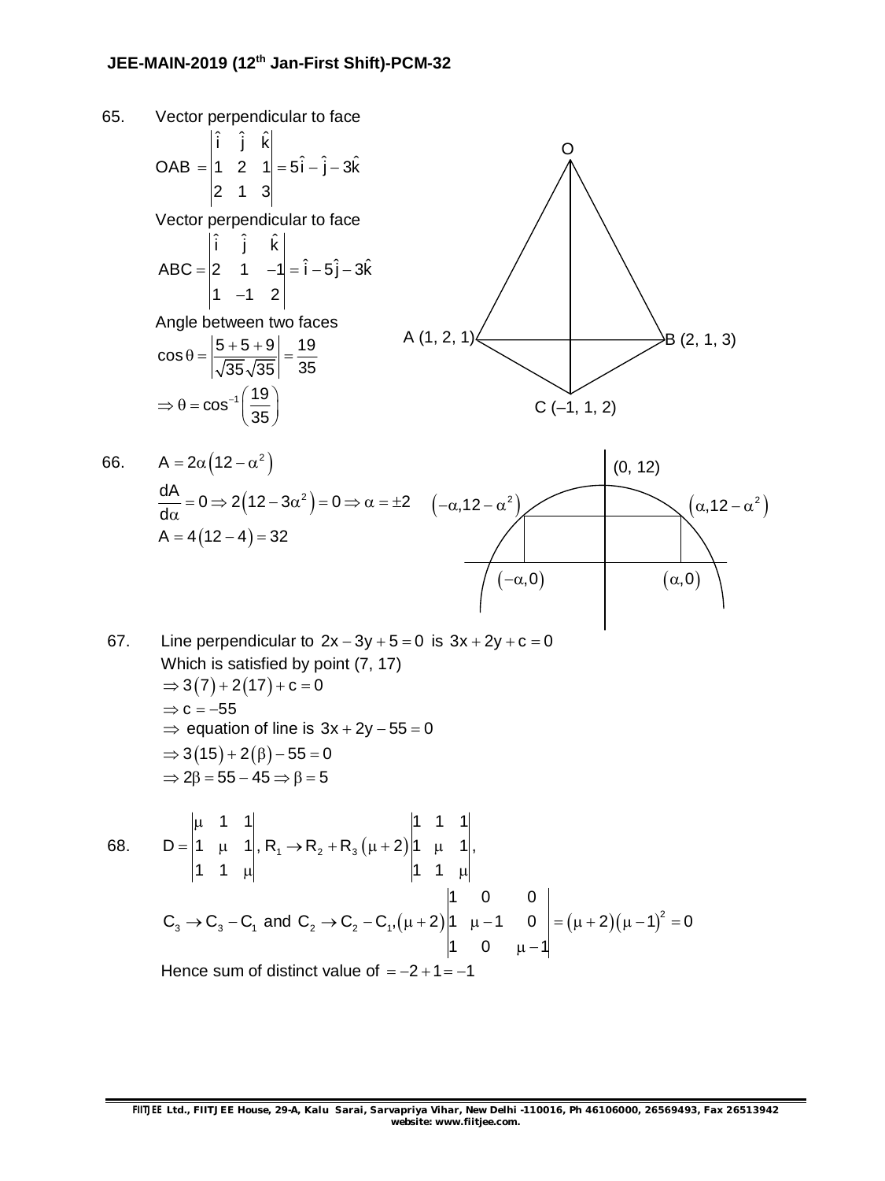65. Vector perpendicular to face

$$OAB = \begin{vmatrix} \hat{i} & \hat{j} & \hat{k} \\ 1 & 2 & 1 \\ 2 & 1 & 3 \end{vmatrix} = 5\hat{i} - \hat{j} - 3\hat{k}$$

Vector perpendicular to face

$$ABC = \begin{vmatrix} \hat{i} & \hat{j} & \hat{k} \\ 2 & 1 & -1 \\ 1 & -1 & 2 \end{vmatrix} = \hat{i} - 5\hat{j} - 3\hat{k}$$

Angle between two faces

$$\cos\theta = \left|\frac{5+5+9}{\sqrt{35}\sqrt{35}}\right| = \frac{19}{35}$$

$$\Rightarrow \theta = \cos^{-1}\left(\frac{19}{35}\right)$$

O, A (1, 2, 1), B (2, 1, 3), C (–1, 1, 2)

66. $A = 2\alpha\left(12 - \alpha^2\right)$

$$\frac{dA}{d\alpha} = 0 \Rightarrow 2\left(12 - 3\alpha^2\right) = 0 \Rightarrow \alpha = \pm 2$$

$$A = 4\left(12 - 4\right) = 32$$

(0, 12), $\left(-\alpha, 12-\alpha^2\right)$, $\left(\alpha, 12-\alpha^2\right)$, $\left(-\alpha, 0\right)$, $\left(\alpha, 0\right)$

67. Line perpendicular to $2x - 3y + 5 = 0$ is $3x + 2y + c = 0$

Which is satisfied by point (7, 17)

$\Rightarrow 3(7) + 2(17) + c = 0$

$\Rightarrow c = -55$

$\Rightarrow$ equation of line is $3x + 2y - 55 = 0$

$\Rightarrow 3(15) + 2(\beta) - 55 = 0$

$\Rightarrow 2\beta = 55 - 45 \Rightarrow \beta = 5$

68. $D = \begin{vmatrix} \mu & 1 & 1 \\ 1 & \mu & 1 \\ 1 & 1 & \mu \end{vmatrix}$, $R_1 \to R_2 + R_3$ $(\mu + 2)\begin{vmatrix} 1 & 1 & 1 \\ 1 & \mu & 1 \\ 1 & 1 & \mu \end{vmatrix}$,

$C_3 \to C_3 - C_1$ and $C_2 \to C_2 - C_1$, $(\mu + 2)\begin{vmatrix} 1 & 0 & 0 \\ 1 & \mu - 1 & 0 \\ 1 & 0 & \mu - 1 \end{vmatrix} = (\mu + 2)(\mu - 1)^2 = 0$

Hence sum of distinct value of $= -2 + 1 = -1$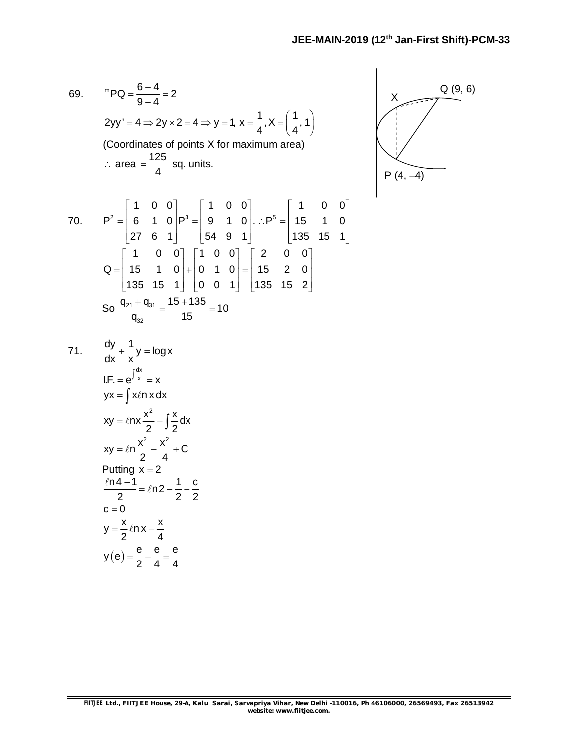69. $\quad m_{PQ} = \dfrac{6+4}{9-4} = 2$

$2yy' = 4 \Rightarrow 2y \times 2 = 4 \Rightarrow y = 1,\ x = \dfrac{1}{4}, X = \left(\dfrac{1}{4}, 1\right)$

(Coordinates of points X for maximum area)

$\therefore$ area $= \dfrac{125}{4}$ sq. units.

Q (9, 6)

X

P (4, –4)

70. $\quad P^2 = \begin{bmatrix} 1 & 0 & 0 \\ 6 & 1 & 0 \\ 27 & 6 & 1 \end{bmatrix} P^3 = \begin{bmatrix} 1 & 0 & 0 \\ 9 & 1 & 0 \\ 54 & 9 & 1 \end{bmatrix}. \therefore P^5 = \begin{bmatrix} 1 & 0 & 0 \\ 15 & 1 & 0 \\ 135 & 15 & 1 \end{bmatrix}$

$Q = \begin{bmatrix} 1 & 0 & 0 \\ 15 & 1 & 0 \\ 135 & 15 & 1 \end{bmatrix} + \begin{bmatrix} 1 & 0 & 0 \\ 0 & 1 & 0 \\ 0 & 0 & 1 \end{bmatrix} = \begin{bmatrix} 2 & 0 & 0 \\ 15 & 2 & 0 \\ 135 & 15 & 2 \end{bmatrix}$

So $\dfrac{q_{21} + q_{31}}{q_{32}} = \dfrac{15+135}{15} = 10$

71. $\quad \dfrac{dy}{dx} + \dfrac{1}{x}y = \log x$

$\text{I.F.} = e^{\int \frac{dx}{x}} = x$

$yx = \int x \ell n\, x\, dx$

$xy = \ell n x \dfrac{x^2}{2} - \int \dfrac{x}{2} dx$

$xy = \ell n \dfrac{x^2}{2} - \dfrac{x^2}{4} + C$

Putting $x = 2$

$\dfrac{\ell n 4 - 1}{2} = \ell n 2 - \dfrac{1}{2} + \dfrac{c}{2}$

$c = 0$

$y = \dfrac{x}{2} \ell n\, x - \dfrac{x}{4}$

$y(e) = \dfrac{e}{2} - \dfrac{e}{4} = \dfrac{e}{4}$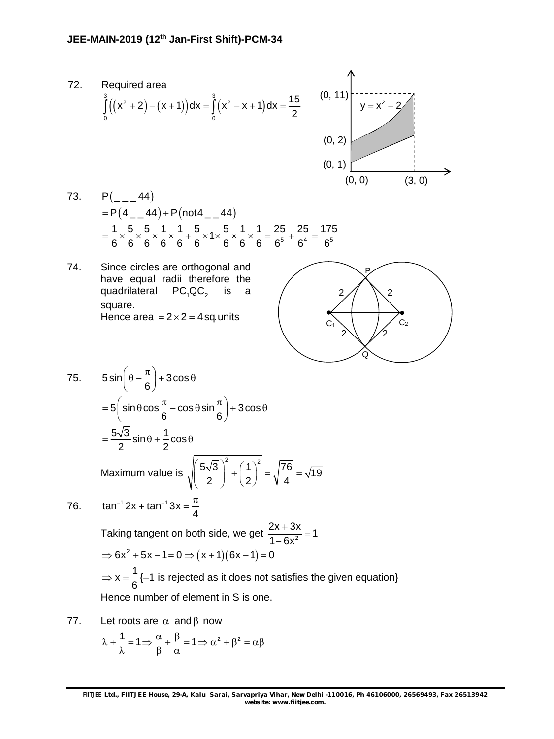72. Required area

$$\int_0^3 \left(\left(x^2+2\right)-\left(x+1\right)\right)dx = \int_0^3 \left(x^2-x+1\right)dx = \frac{15}{2}$$

73. $P\left(\_\,\_\,\_\,44\right)$

$= P\left(4\,\_\,\_\,44\right) + P\left(\text{not}4\,\_\,\_\,44\right)$

$= \frac{1}{6}\times\frac{5}{6}\times\frac{5}{6}\times\frac{1}{6}\times\frac{1}{6}+\frac{5}{6}\times 1\times\frac{5}{6}\times\frac{1}{6}\times\frac{1}{6} = \frac{25}{6^5}+\frac{25}{6^4} = \frac{175}{6^5}$

74. Since circles are orthogonal and have equal radii therefore the quadrilateral $PC_1QC_2$ is a square.

Hence area $= 2\times 2 = 4$ sq. units

75. $5\sin\left(\theta-\frac{\pi}{6}\right)+3\cos\theta$

$= 5\left(\sin\theta\cos\frac{\pi}{6}-\cos\theta\sin\frac{\pi}{6}\right)+3\cos\theta$

$= \frac{5\sqrt{3}}{2}\sin\theta+\frac{1}{2}\cos\theta$

Maximum value is $\sqrt{\left(\frac{5\sqrt{3}}{2}\right)^2+\left(\frac{1}{2}\right)^2} = \sqrt{\frac{76}{4}} = \sqrt{19}$

76. $\tan^{-1}2x+\tan^{-1}3x = \frac{\pi}{4}$

Taking tangent on both side, we get $\frac{2x+3x}{1-6x^2} = 1$

$\Rightarrow 6x^2+5x-1=0 \Rightarrow (x+1)(6x-1)=0$

$\Rightarrow x = \frac{1}{6}$ {–1 is rejected as it does not satisfies the given equation}

Hence number of element in S is one.

77. Let roots are $\alpha$ and $\beta$ now

$\lambda+\frac{1}{\lambda} = 1 \Rightarrow \frac{\alpha}{\beta}+\frac{\beta}{\alpha} = 1 \Rightarrow \alpha^2+\beta^2 = \alpha\beta$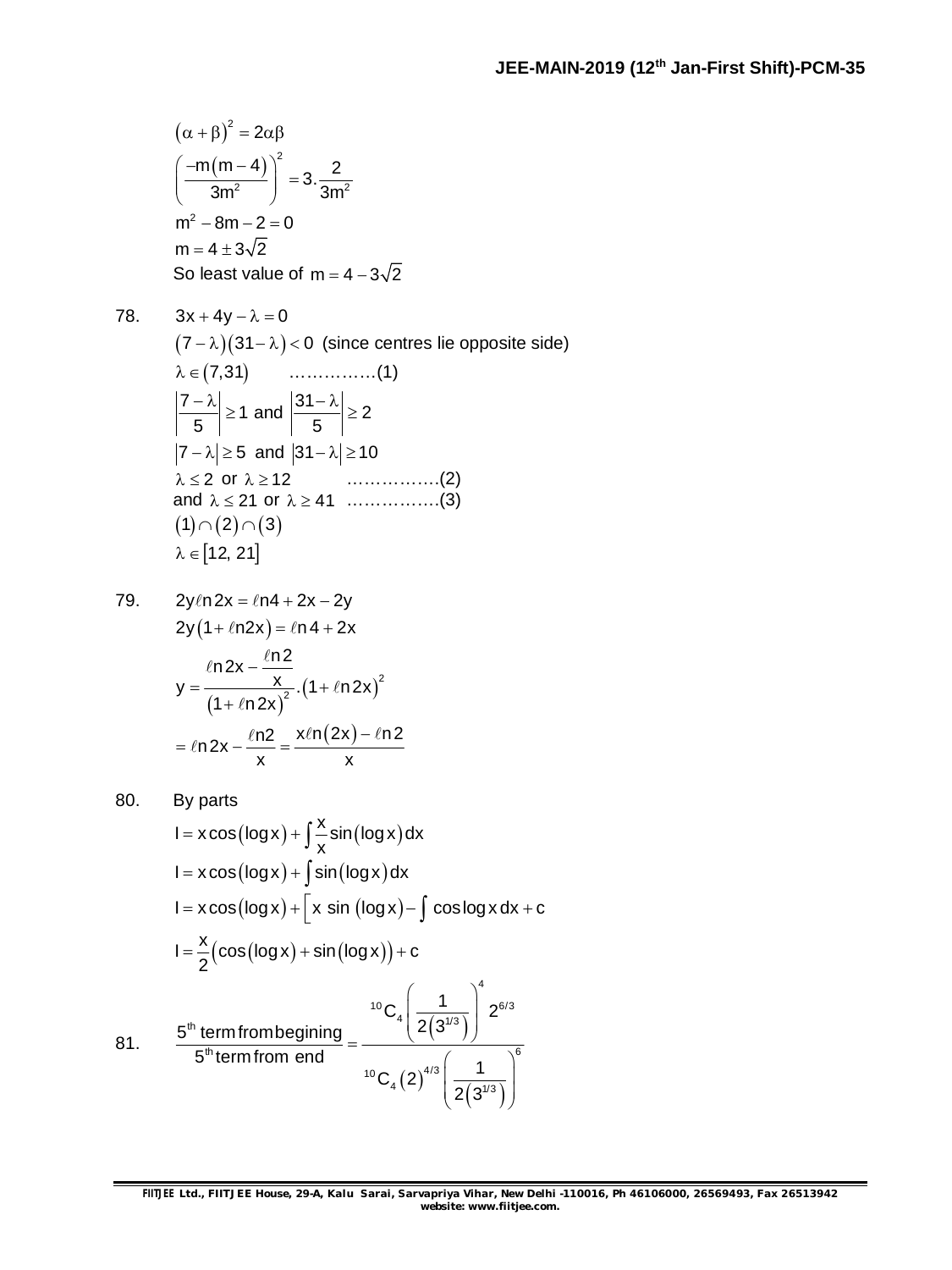$$(\alpha+\beta)^2 = 2\alpha\beta$$

$$\left(\frac{-m(m-4)}{3m^2}\right)^2 = 3.\frac{2}{3m^2}$$

$$m^2 - 8m - 2 = 0$$

$$m = 4 \pm 3\sqrt{2}$$

So least value of $m = 4 - 3\sqrt{2}$

78. $3x + 4y - \lambda = 0$

$(7-\lambda)(31-\lambda) < 0$ (since centres lie opposite side)

$\lambda \in (7, 31)$ ……………(1)

$\left|\frac{7-\lambda}{5}\right| \ge 1$ and $\left|\frac{31-\lambda}{5}\right| \ge 2$

$|7-\lambda| \ge 5$ and $|31-\lambda| \ge 10$

$\lambda \le 2$ or $\lambda \ge 12$ ……………(2)

and $\lambda \le 21$ or $\lambda \ge 41$ ……………(3)

$(1)\cap(2)\cap(3)$

$\lambda \in [12, 21]$

79. $2y\ell n 2x = \ell n 4 + 2x - 2y$

$2y(1+\ell n 2x) = \ell n 4 + 2x$

$$y = \frac{\ell n 2x - \frac{\ell n 2}{x}}{(1+\ell n 2x)^2}.(1+\ell n 2x)^2$$

$$= \ell n 2x - \frac{\ell n 2}{x} = \frac{x\ell n(2x) - \ell n 2}{x}$$

80. By parts

$$I = x\cos(\log x) + \int \frac{x}{x}\sin(\log x)\,dx$$

$$I = x\cos(\log x) + \int \sin(\log x)\,dx$$

$$I = x\cos(\log x) + \left[x\sin(\log x) - \int \cos\log x\,dx + c\right.$$

$$I = \frac{x}{2}\left(\cos(\log x) + \sin(\log x)\right) + c$$

81. $$\frac{5^{th}\text{ term from begining}}{5^{th}\text{ term from end}} = \frac{{}^{10}C_4\left(\frac{1}{2(3^{1/3})}\right)^4 2^{6/3}}{{}^{10}C_4(2)^{4/3}\left(\frac{1}{2(3^{1/3})}\right)^6}$$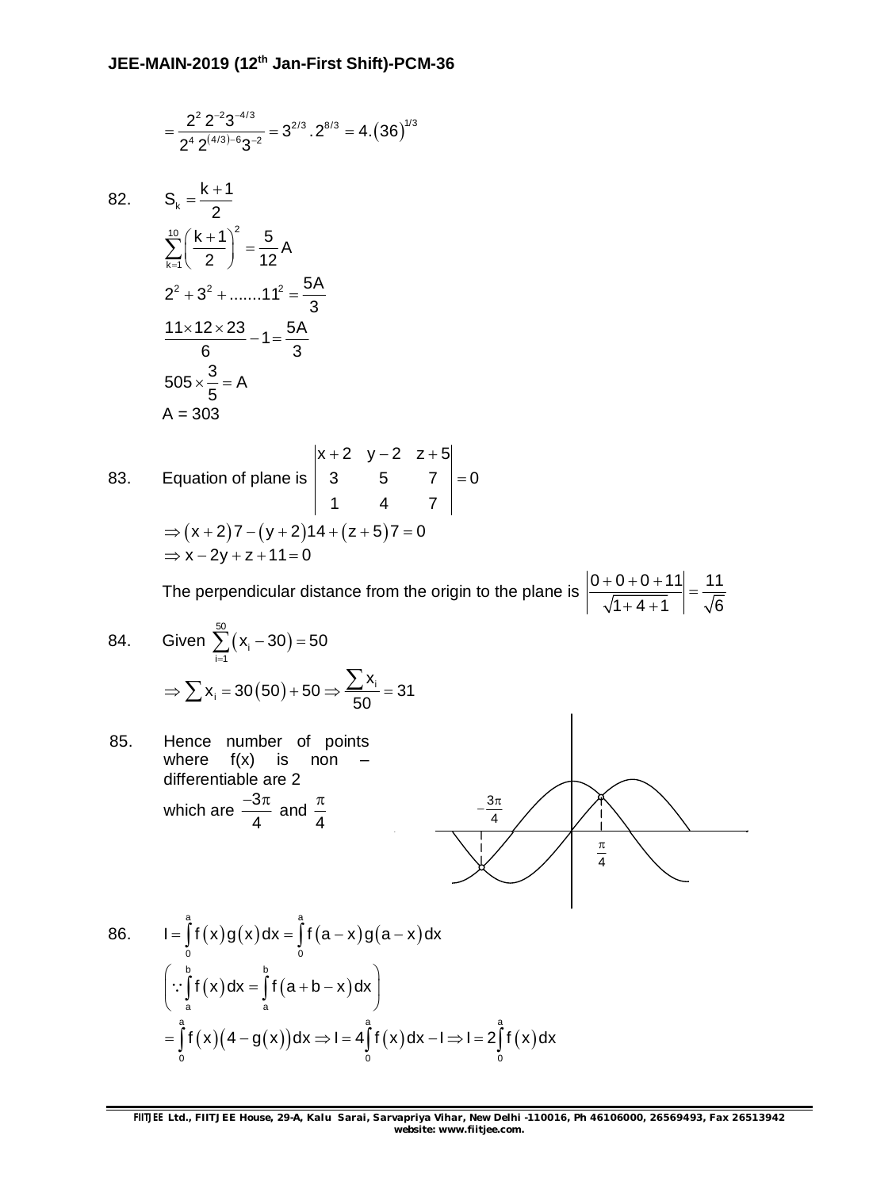$$= \frac{2^2\, 2^{-2} 3^{-4/3}}{2^4\, 2^{(4/3)-6} 3^{-2}} = 3^{2/3} . 2^{8/3} = 4.(36)^{1/3}$$

82. $S_k = \frac{k+1}{2}$

$$\sum_{k=1}^{10}\left(\frac{k+1}{2}\right)^2 = \frac{5}{12}A$$

$$2^2 + 3^2 + .......11^2 = \frac{5A}{3}$$

$$\frac{11\times 12\times 23}{6} - 1 = \frac{5A}{3}$$

$$505 \times \frac{3}{5} = A$$

$A = 303$

83. Equation of plane is $\begin{vmatrix} x+2 & y-2 & z+5 \\ 3 & 5 & 7 \\ 1 & 4 & 7 \end{vmatrix} = 0$

$$\Rightarrow (x+2)7 - (y+2)14 + (z+5)7 = 0$$

$$\Rightarrow x - 2y + z + 11 = 0$$

The perpendicular distance from the origin to the plane is $\left|\frac{0+0+0+11}{\sqrt{1+4+1}}\right| = \frac{11}{\sqrt{6}}$

84. Given $\sum_{i=1}^{50}(x_i - 30) = 50$

$$\Rightarrow \sum x_i = 30(50) + 50 \Rightarrow \frac{\sum x_i}{50} = 31$$

85. Hence number of points where f(x) is non – differentiable are 2 which are $\frac{-3\pi}{4}$ and $\frac{\pi}{4}$

86. $I = \int_0^a f(x)g(x)dx = \int_0^a f(a-x)g(a-x)dx$

$$\left(\because \int_a^b f(x)dx = \int_a^b f(a+b-x)dx\right)$$

$$= \int_0^a f(x)\left(4 - g(x)\right)dx \Rightarrow I = 4\int_0^a f(x)dx - I \Rightarrow I = 2\int_0^a f(x)dx$$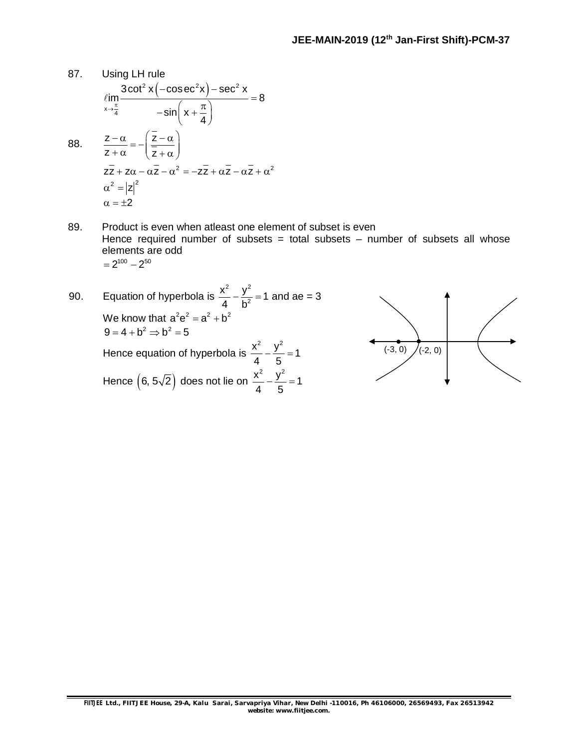87. Using LH rule

$$\lim_{x\to\frac{\pi}{4}} \frac{3\cot^2 x\left(-\operatorname{cosec}^2 x\right)-\sec^2 x}{-\sin\left(x+\frac{\pi}{4}\right)}=8$$

88. $$\frac{z-\alpha}{z+\alpha}=-\left(\frac{\overline{z}-\alpha}{\overline{z}+\alpha}\right)$$

$$z\overline{z}+z\alpha-\alpha\overline{z}-\alpha^2=-z\overline{z}+\alpha\overline{z}-\alpha\overline{z}+\alpha^2$$

$$\alpha^2=|z|^2$$

$$\alpha=\pm 2$$

89. Product is even when atleast one element of subset is even

Hence required number of subsets = total subsets – number of subsets all whose elements are odd

$= 2^{100} - 2^{50}$

90. Equation of hyperbola is $\frac{x^2}{4}-\frac{y^2}{b^2}=1$ and ae = 3

We know that $a^2e^2 = a^2 + b^2$

$9 = 4 + b^2 \Rightarrow b^2 = 5$

Hence equation of hyperbola is $\frac{x^2}{4}-\frac{y^2}{5}=1$

Hence $\left(6, 5\sqrt{2}\right)$ does not lie on $\frac{x^2}{4}-\frac{y^2}{5}=1$

(-3, 0)
(-2, 0)